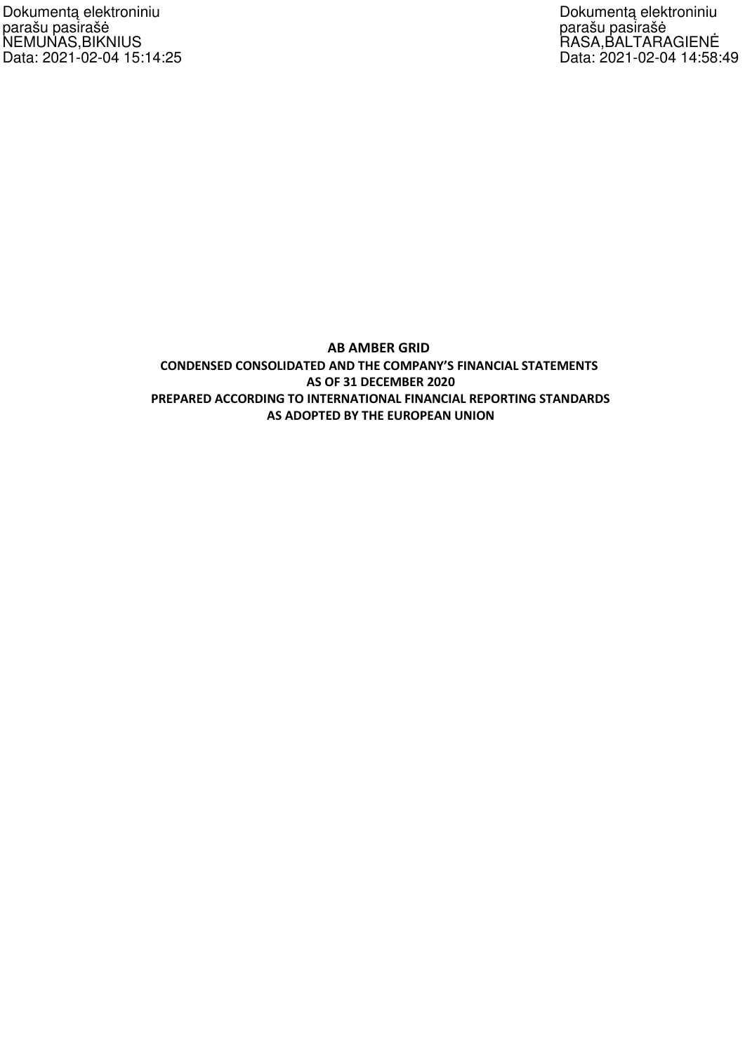Dokumentą elektroniniu parašu pasirašė NEMUNAS,BIKNIUS Data: 2021-02-04 15:14:25

Dokumentą elektroniniu parašu pasirašė RASA,BALTARAGIENĖ Data: 2021-02-04 14:58:49

# AB AMBER GRID

**CONDENSED CONSOLIDATED AND THE COMPANY'S FINANCIAL STATEMENTS**
**AS OF 31 DECEMBER 2020**
**PREPARED ACCORDING TO INTERNATIONAL FINANCIAL REPORTING STANDARDS**
**AS ADOPTED BY THE EUROPEAN UNION**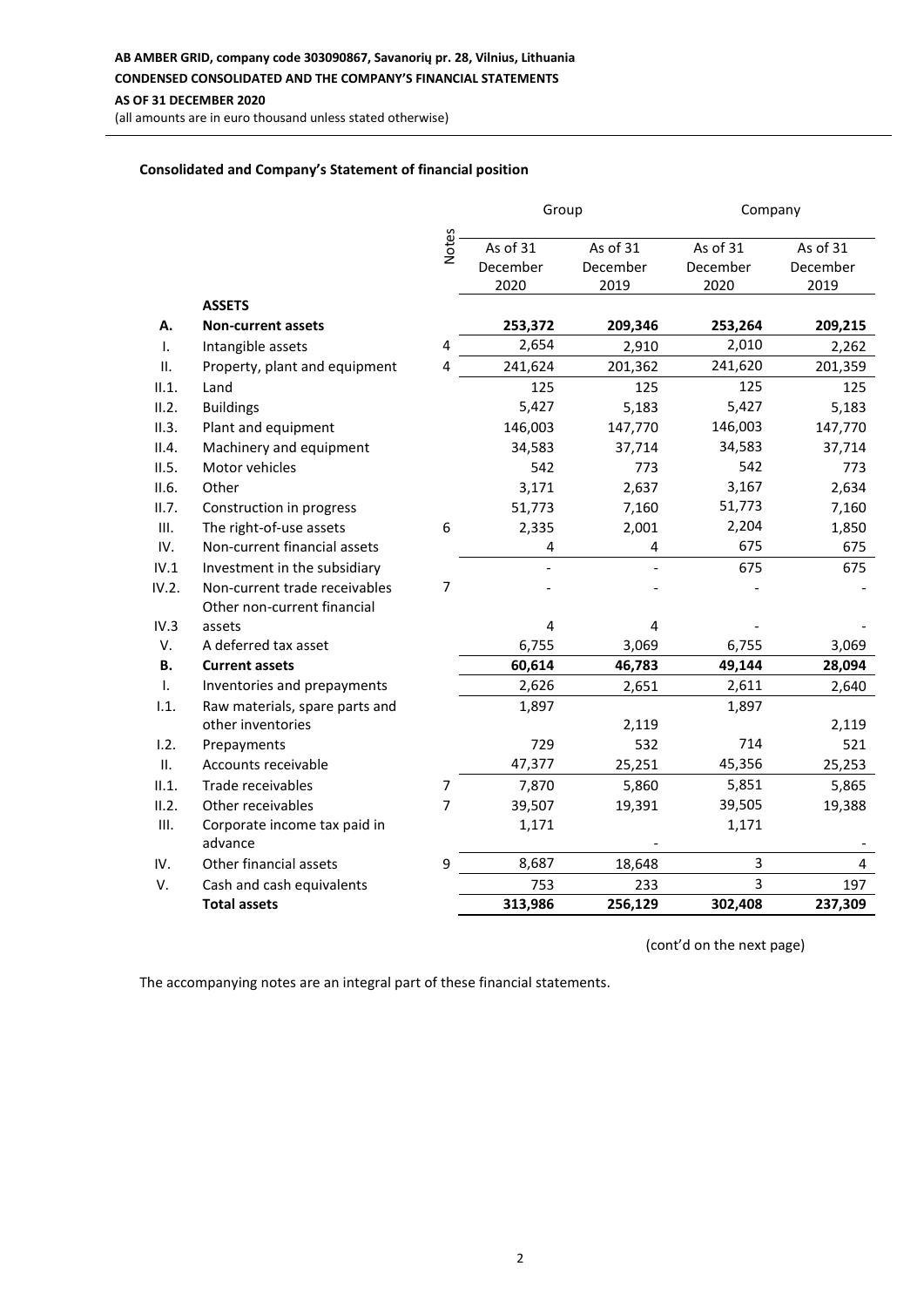**AB AMBER GRID, company code 303090867, Savanorių pr. 28, Vilnius, Lithuania**

**CONDENSED CONSOLIDATED AND THE COMPANY'S FINANCIAL STATEMENTS**

**AS OF 31 DECEMBER 2020**

(all amounts are in euro thousand unless stated otherwise)

**Consolidated and Company's Statement of financial position**

| | | Notes | Group | | Company | |
|---|---|---|---|---|---|---|
| | | | As of 31 December 2020 | As of 31 December 2019 | As of 31 December 2020 | As of 31 December 2019 |
| | **ASSETS** | | | | | |
| **A.** | **Non-current assets** | | **253,372** | **209,346** | **253,264** | **209,215** |
| I. | Intangible assets | 4 | 2,654 | 2,910 | 2,010 | 2,262 |
| II. | Property, plant and equipment | 4 | 241,624 | 201,362 | 241,620 | 201,359 |
| II.1. | Land | | 125 | 125 | 125 | 125 |
| II.2. | Buildings | | 5,427 | 5,183 | 5,427 | 5,183 |
| II.3. | Plant and equipment | | 146,003 | 147,770 | 146,003 | 147,770 |
| II.4. | Machinery and equipment | | 34,583 | 37,714 | 34,583 | 37,714 |
| II.5. | Motor vehicles | | 542 | 773 | 542 | 773 |
| II.6. | Other | | 3,171 | 2,637 | 3,167 | 2,634 |
| II.7. | Construction in progress | | 51,773 | 7,160 | 51,773 | 7,160 |
| III. | The right-of-use assets | 6 | 2,335 | 2,001 | 2,204 | 1,850 |
| IV. | Non-current financial assets | | 4 | 4 | 675 | 675 |
| IV.1 | Investment in the subsidiary | | - | - | 675 | 675 |
| IV.2. | Non-current trade receivables | 7 | - | - | - | - |
| IV.3 | Other non-current financial assets | | 4 | 4 | - | - |
| V. | A deferred tax asset | | 6,755 | 3,069 | 6,755 | 3,069 |
| **B.** | **Current assets** | | **60,614** | **46,783** | **49,144** | **28,094** |
| I. | Inventories and prepayments | | 2,626 | 2,651 | 2,611 | 2,640 |
| I.1. | Raw materials, spare parts and other inventories | | 1,897 | 2,119 | 1,897 | 2,119 |
| I.2. | Prepayments | | 729 | 532 | 714 | 521 |
| II. | Accounts receivable | | 47,377 | 25,251 | 45,356 | 25,253 |
| II.1. | Trade receivables | 7 | 7,870 | 5,860 | 5,851 | 5,865 |
| II.2. | Other receivables | 7 | 39,507 | 19,391 | 39,505 | 19,388 |
| III. | Corporate income tax paid in advance | | 1,171 | - | 1,171 | - |
| IV. | Other financial assets | 9 | 8,687 | 18,648 | 3 | 4 |
| V. | Cash and cash equivalents | | 753 | 233 | 3 | 197 |
| | **Total assets** | | **313,986** | **256,129** | **302,408** | **237,309** |

(cont'd on the next page)

The accompanying notes are an integral part of these financial statements.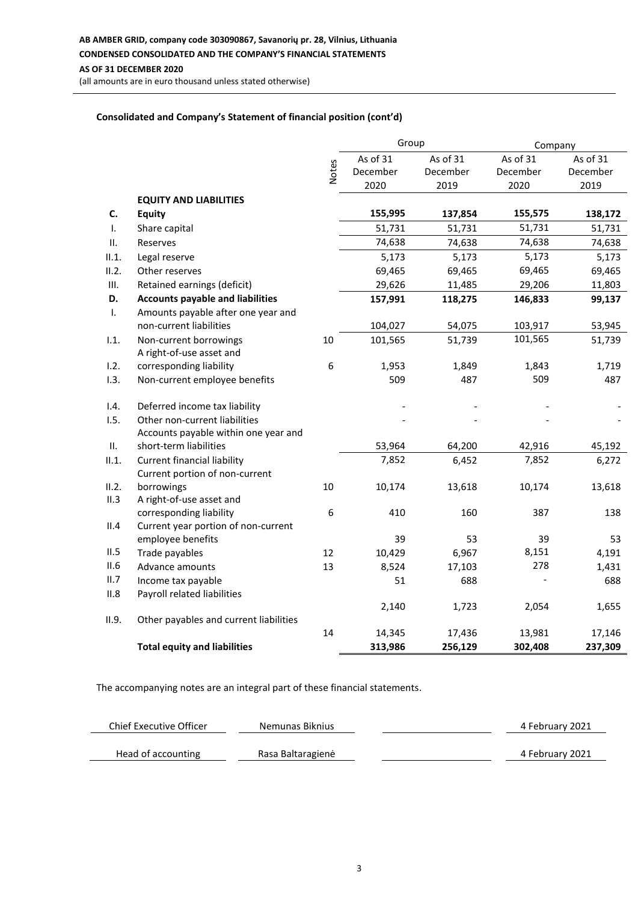**AB AMBER GRID, company code 303090867, Savanorių pr. 28, Vilnius, Lithuania**
**CONDENSED CONSOLIDATED AND THE COMPANY'S FINANCIAL STATEMENTS**
**AS OF 31 DECEMBER 2020**
(all amounts are in euro thousand unless stated otherwise)

## Consolidated and Company's Statement of financial position (cont'd)

| | | Notes | Group | | Company | |
|---|---|---|---|---|---|---|
| | | | As of 31 December 2020 | As of 31 December 2019 | As of 31 December 2020 | As of 31 December 2019 |
| | **EQUITY AND LIABILITIES** | | | | | |
| **C.** | **Equity** | | **155,995** | **137,854** | **155,575** | **138,172** |
| I. | Share capital | | 51,731 | 51,731 | 51,731 | 51,731 |
| II. | Reserves | | 74,638 | 74,638 | 74,638 | 74,638 |
| II.1. | Legal reserve | | 5,173 | 5,173 | 5,173 | 5,173 |
| II.2. | Other reserves | | 69,465 | 69,465 | 69,465 | 69,465 |
| III. | Retained earnings (deficit) | | 29,626 | 11,485 | 29,206 | 11,803 |
| **D.** | **Accounts payable and liabilities** | | **157,991** | **118,275** | **146,833** | **99,137** |
| I. | Amounts payable after one year and non-current liabilities | | 104,027 | 54,075 | 103,917 | 53,945 |
| I.1. | Non-current borrowings | 10 | 101,565 | 51,739 | 101,565 | 51,739 |
| I.2. | A right-of-use asset and corresponding liability | 6 | 1,953 | 1,849 | 1,843 | 1,719 |
| I.3. | Non-current employee benefits | | 509 | 487 | 509 | 487 |
| I.4. | Deferred income tax liability | | - | - | - | - |
| I.5. | Other non-current liabilities | | - | - | - | - |
| II. | Accounts payable within one year and short-term liabilities | | 53,964 | 64,200 | 42,916 | 45,192 |
| II.1. | Current financial liability | | 7,852 | 6,452 | 7,852 | 6,272 |
| II.2. | Current portion of non-current borrowings | 10 | 10,174 | 13,618 | 10,174 | 13,618 |
| II.3 | A right-of-use asset and corresponding liability | 6 | 410 | 160 | 387 | 138 |
| II.4 | Current year portion of non-current employee benefits | | 39 | 53 | 39 | 53 |
| II.5 | Trade payables | 12 | 10,429 | 6,967 | 8,151 | 4,191 |
| II.6 | Advance amounts | 13 | 8,524 | 17,103 | 278 | 1,431 |
| II.7 | Income tax payable | | 51 | 688 | - | 688 |
| II.8 | Payroll related liabilities | | 2,140 | 1,723 | 2,054 | 1,655 |
| II.9. | Other payables and current liabilities | 14 | 14,345 | 17,436 | 13,981 | 17,146 |
| | **Total equity and liabilities** | | **313,986** | **256,129** | **302,408** | **237,309** |

The accompanying notes are an integral part of these financial statements.

| | | | |
|---|---|---|---|
| Chief Executive Officer | Nemunas Biknius | | 4 February 2021 |
| Head of accounting | Rasa Baltaragienė | | 4 February 2021 |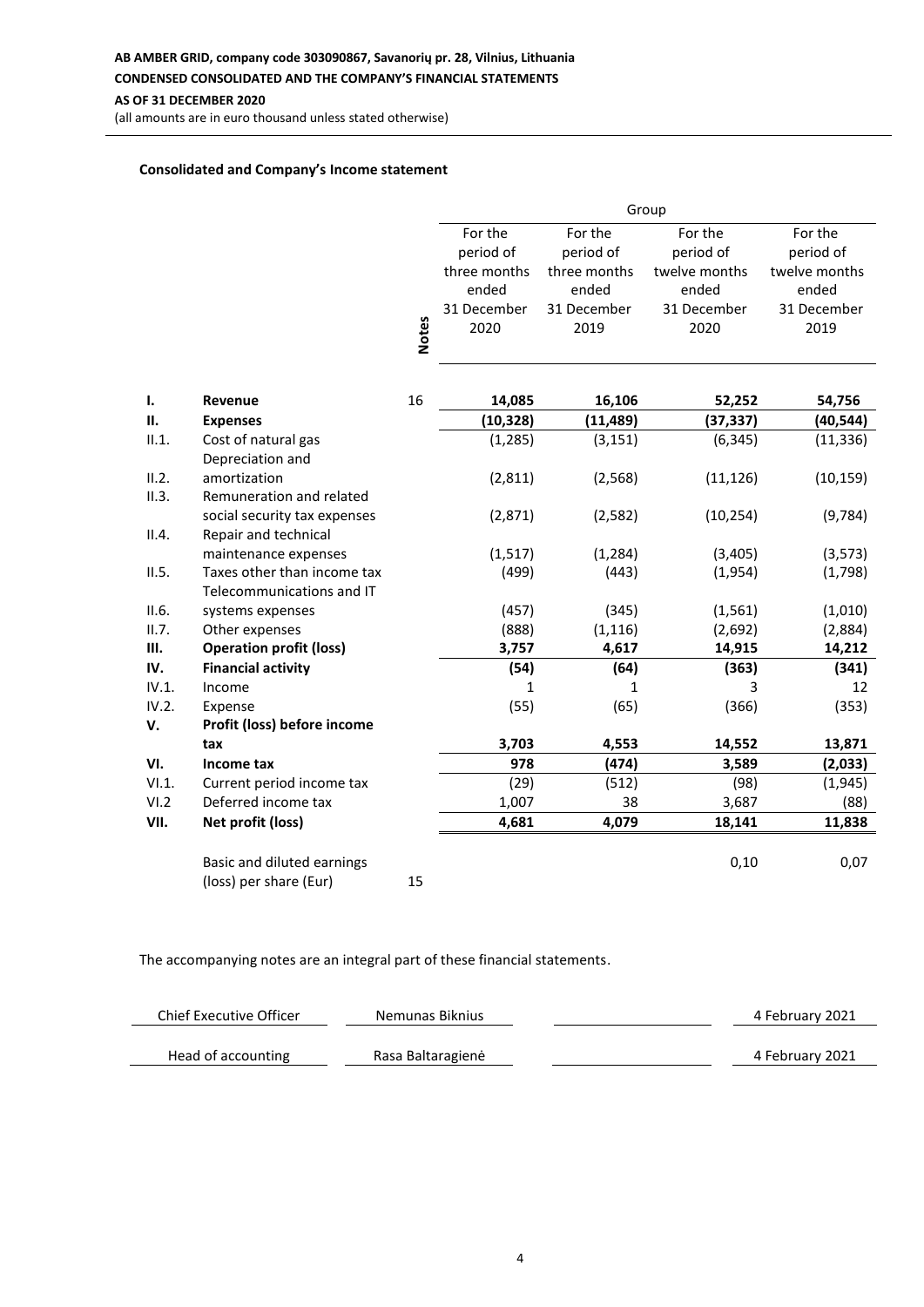**AB AMBER GRID, company code 303090867, Savanorių pr. 28, Vilnius, Lithuania**
**CONDENSED CONSOLIDATED AND THE COMPANY'S FINANCIAL STATEMENTS**
**AS OF 31 DECEMBER 2020**
(all amounts are in euro thousand unless stated otherwise)

**Consolidated and Company's Income statement**

| | | Notes | Group | | | |
|---|---|---|---|---|---|---|
| | | | For the period of three months ended 31 December 2020 | For the period of three months ended 31 December 2019 | For the period of twelve months ended 31 December 2020 | For the period of twelve months ended 31 December 2019 |
| **I.** | **Revenue** | 16 | **14,085** | **16,106** | **52,252** | **54,756** |
| **II.** | **Expenses** | | **(10,328)** | **(11,489)** | **(37,337)** | **(40,544)** |
| II.1. | Cost of natural gas | | (1,285) | (3,151) | (6,345) | (11,336) |
| II.2. | Depreciation and amortization | | (2,811) | (2,568) | (11,126) | (10,159) |
| II.3. | Remuneration and related social security tax expenses | | (2,871) | (2,582) | (10,254) | (9,784) |
| II.4. | Repair and technical maintenance expenses | | (1,517) | (1,284) | (3,405) | (3,573) |
| II.5. | Taxes other than income tax | | (499) | (443) | (1,954) | (1,798) |
| II.6. | Telecommunications and IT systems expenses | | (457) | (345) | (1,561) | (1,010) |
| II.7. | Other expenses | | (888) | (1,116) | (2,692) | (2,884) |
| **III.** | **Operation profit (loss)** | | **3,757** | **4,617** | **14,915** | **14,212** |
| **IV.** | **Financial activity** | | **(54)** | **(64)** | **(363)** | **(341)** |
| IV.1. | Income | | 1 | 1 | 3 | 12 |
| IV.2. | Expense | | (55) | (65) | (366) | (353) |
| **V.** | **Profit (loss) before income tax** | | **3,703** | **4,553** | **14,552** | **13,871** |
| **VI.** | **Income tax** | | **978** | **(474)** | **3,589** | **(2,033)** |
| VI.1. | Current period income tax | | (29) | (512) | (98) | (1,945) |
| VI.2 | Deferred income tax | | 1,007 | 38 | 3,687 | (88) |
| **VII.** | **Net profit (loss)** | | **4,681** | **4,079** | **18,141** | **11,838** |
| | Basic and diluted earnings (loss) per share (Eur) | 15 | | | 0,10 | 0,07 |

The accompanying notes are an integral part of these financial statements.

| | | | |
|---|---|---|---|
| Chief Executive Officer | Nemunas Biknius | | 4 February 2021 |
| Head of accounting | Rasa Baltaragienė | | 4 February 2021 |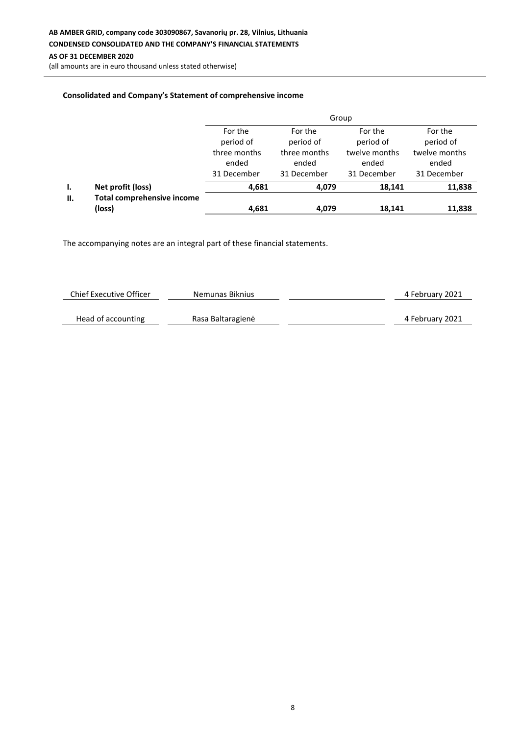### Consolidated and Company's Statement of comprehensive income

| | | Group | | | |
|---|---|---|---|---|---|
| | | For the period of three months ended 31 December | For the period of three months ended 31 December | For the period of twelve months ended 31 December | For the period of twelve months ended 31 December |
| **I.** | **Net profit (loss)** | **4,681** | **4,079** | **18,141** | **11,838** |
| **II.** | **Total comprehensive income (loss)** | **4,681** | **4,079** | **18,141** | **11,838** |

The accompanying notes are an integral part of these financial statements.

| | | | |
|---|---|---|---|
| Chief Executive Officer | Nemunas Biknius | | 4 February 2021 |
| Head of accounting | Rasa Baltaragienė | | 4 February 2021 |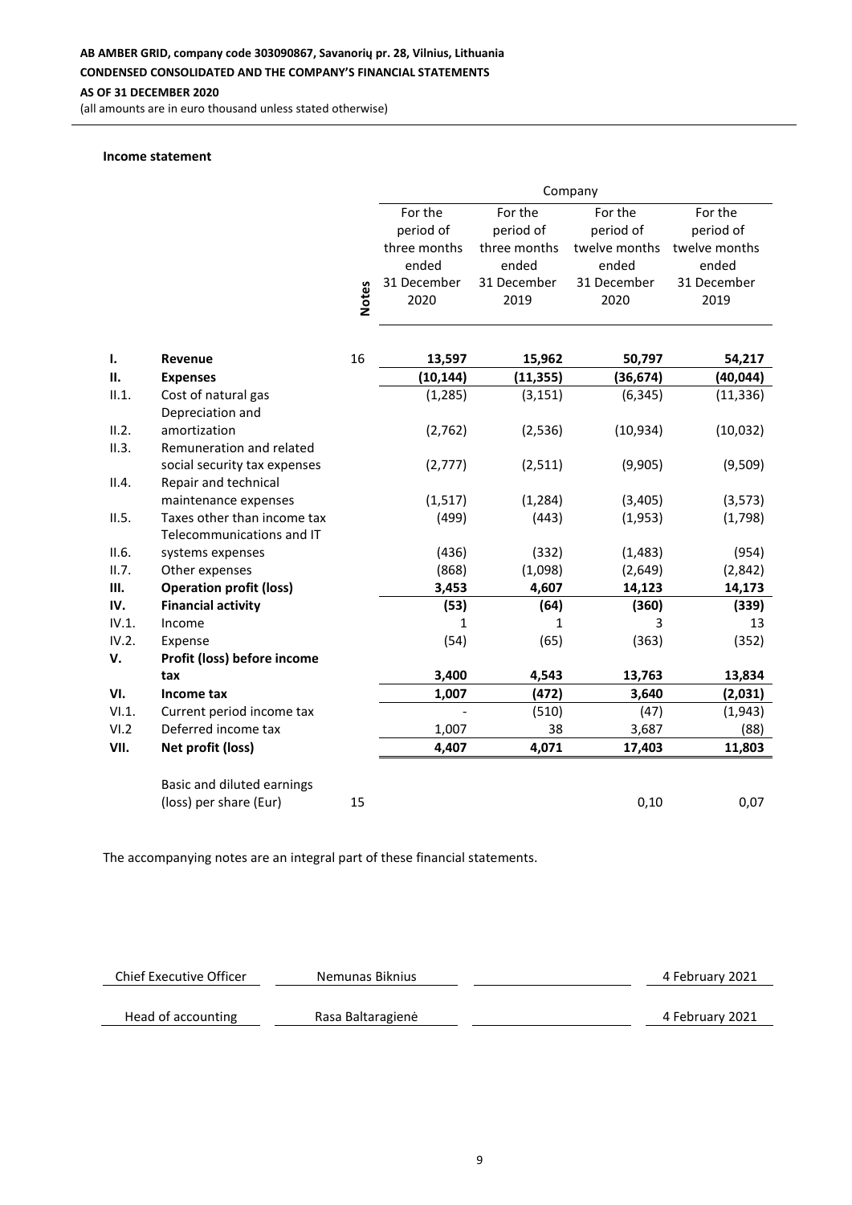**AB AMBER GRID, company code 303090867, Savanorių pr. 28, Vilnius, Lithuania**

**CONDENSED CONSOLIDATED AND THE COMPANY'S FINANCIAL STATEMENTS**

**AS OF 31 DECEMBER 2020**

(all amounts are in euro thousand unless stated otherwise)

**Income statement**

| | | Notes | Company | | | |
|---|---|---|---|---|---|---|
| | | | For the period of three months ended 31 December 2020 | For the period of three months ended 31 December 2019 | For the period of twelve months ended 31 December 2020 | For the period of twelve months ended 31 December 2019 |
| **I.** | **Revenue** | 16 | **13,597** | **15,962** | **50,797** | **54,217** |
| **II.** | **Expenses** | | **(10,144)** | **(11,355)** | **(36,674)** | **(40,044)** |
| II.1. | Cost of natural gas | | (1,285) | (3,151) | (6,345) | (11,336) |
| II.2. | Depreciation and amortization | | (2,762) | (2,536) | (10,934) | (10,032) |
| II.3. | Remuneration and related social security tax expenses | | (2,777) | (2,511) | (9,905) | (9,509) |
| II.4. | Repair and technical maintenance expenses | | (1,517) | (1,284) | (3,405) | (3,573) |
| II.5. | Taxes other than income tax | | (499) | (443) | (1,953) | (1,798) |
| II.6. | Telecommunications and IT systems expenses | | (436) | (332) | (1,483) | (954) |
| II.7. | Other expenses | | (868) | (1,098) | (2,649) | (2,842) |
| **III.** | **Operation profit (loss)** | | **3,453** | **4,607** | **14,123** | **14,173** |
| **IV.** | **Financial activity** | | **(53)** | **(64)** | **(360)** | **(339)** |
| IV.1. | Income | | 1 | 1 | 3 | 13 |
| IV.2. | Expense | | (54) | (65) | (363) | (352) |
| **V.** | **Profit (loss) before income tax** | | **3,400** | **4,543** | **13,763** | **13,834** |
| **VI.** | **Income tax** | | **1,007** | **(472)** | **3,640** | **(2,031)** |
| VI.1. | Current period income tax | | - | (510) | (47) | (1,943) |
| VI.2 | Deferred income tax | | 1,007 | 38 | 3,687 | (88) |
| **VII.** | **Net profit (loss)** | | **4,407** | **4,071** | **17,403** | **11,803** |
| | Basic and diluted earnings (loss) per share (Eur) | 15 | | | 0,10 | 0,07 |

The accompanying notes are an integral part of these financial statements.

| | | | |
|---|---|---|---|
| Chief Executive Officer | Nemunas Biknius | | 4 February 2021 |
| Head of accounting | Rasa Baltaragienė | | 4 February 2021 |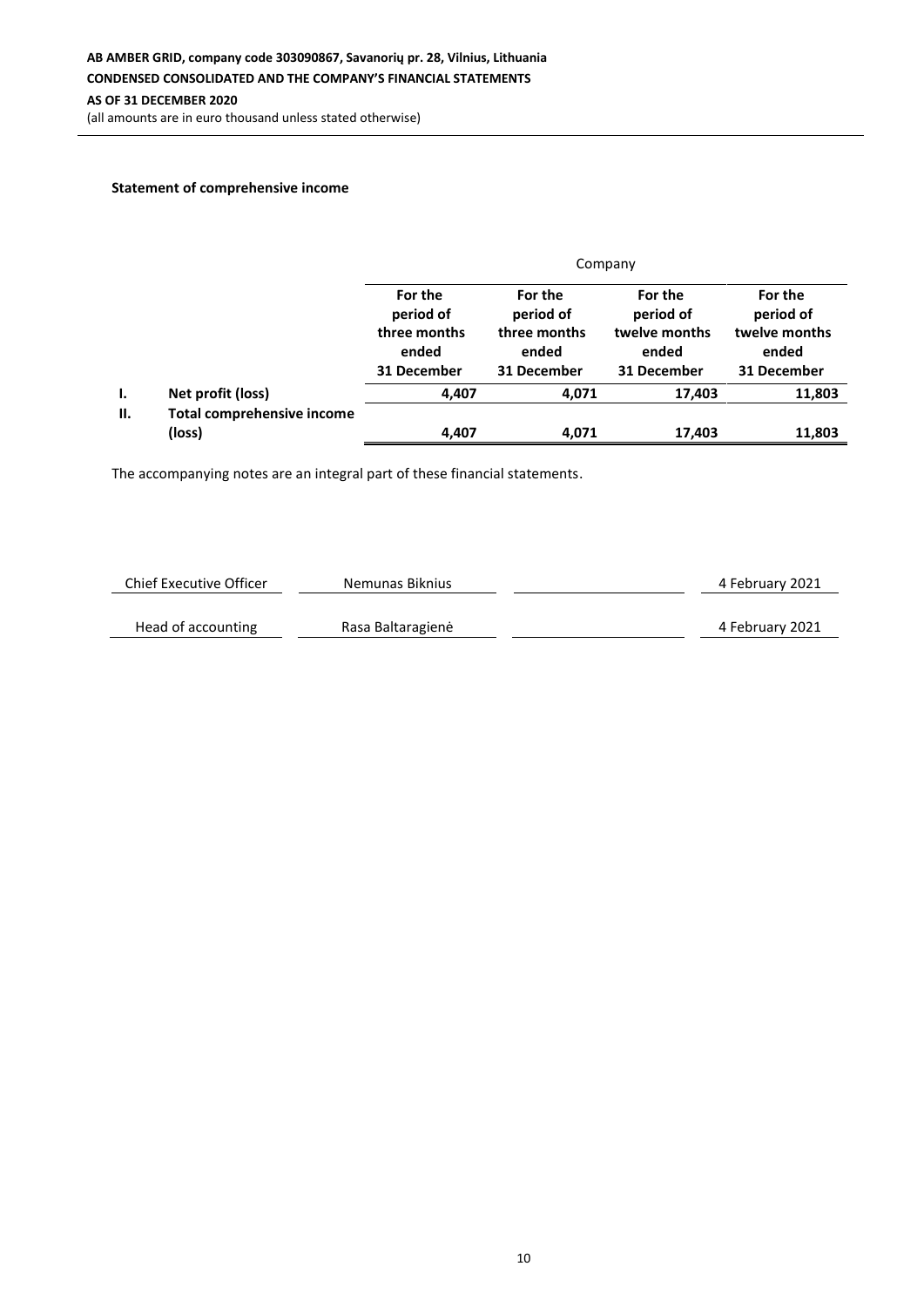**Statement of comprehensive income**

| | | Company | | | |
|---|---|---|---|---|---|
| | | For the period of three months ended 31 December | For the period of three months ended 31 December | For the period of twelve months ended 31 December | For the period of twelve months ended 31 December |
| **I.** | **Net profit (loss)** | **4,407** | **4,071** | **17,403** | **11,803** |
| **II.** | **Total comprehensive income (loss)** | **4,407** | **4,071** | **17,403** | **11,803** |

The accompanying notes are an integral part of these financial statements.

| | | | |
|---|---|---|---|
| Chief Executive Officer | Nemunas Biknius | | 4 February 2021 |
| Head of accounting | Rasa Baltaragienė | | 4 February 2021 |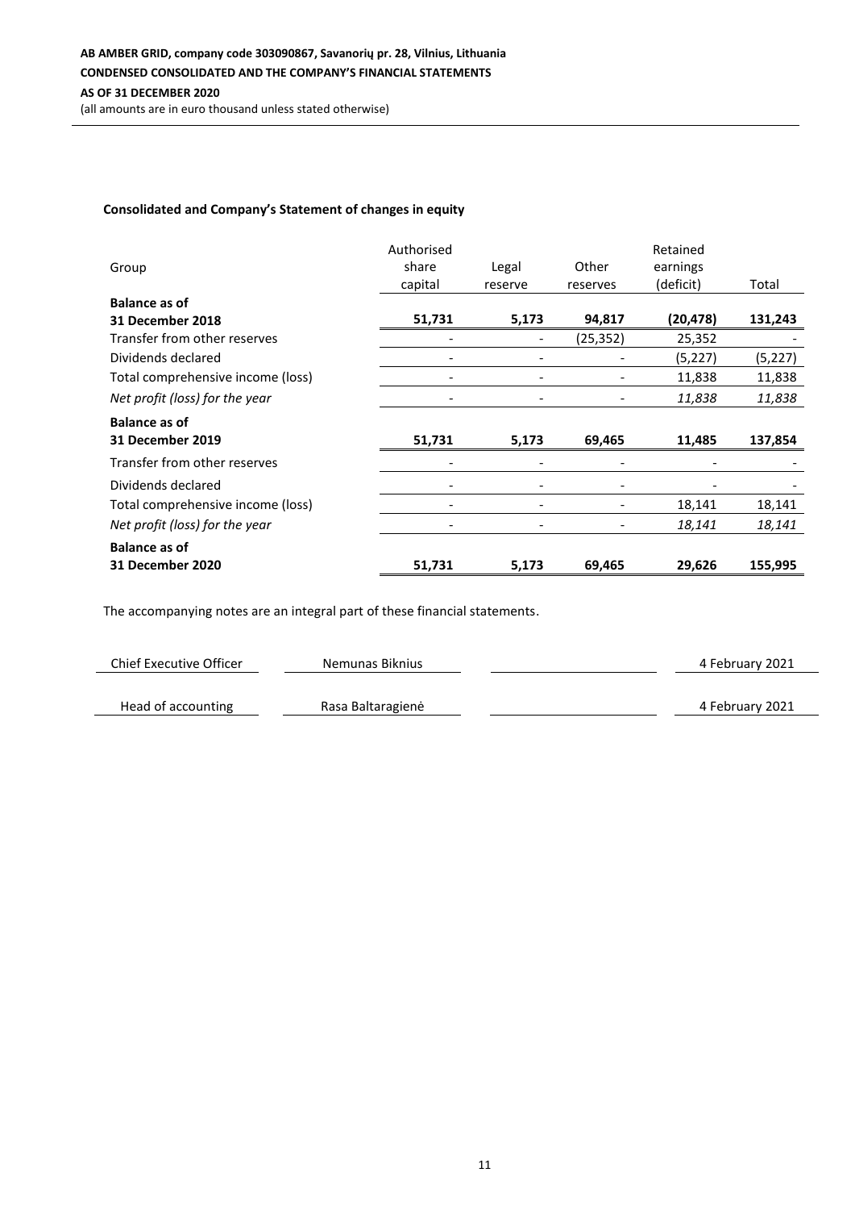### Consolidated and Company's Statement of changes in equity

| Group | Authorised share capital | Legal reserve | Other reserves | Retained earnings (deficit) | Total |
|---|---|---|---|---|---|
| **Balance as of 31 December 2018** | **51,731** | **5,173** | **94,817** | **(20,478)** | **131,243** |
| Transfer from other reserves | - | - | (25,352) | 25,352 | - |
| Dividends declared | - | - | - | (5,227) | (5,227) |
| Total comprehensive income (loss) | - | - | - | 11,838 | 11,838 |
| *Net profit (loss) for the year* | - | - | - | *11,838* | *11,838* |
| **Balance as of 31 December 2019** | **51,731** | **5,173** | **69,465** | **11,485** | **137,854** |
| Transfer from other reserves | - | - | - | - | - |
| Dividends declared | - | - | - | - | - |
| Total comprehensive income (loss) | - | - | - | 18,141 | 18,141 |
| *Net profit (loss) for the year* | - | - | - | *18,141* | *18,141* |
| **Balance as of 31 December 2020** | **51,731** | **5,173** | **69,465** | **29,626** | **155,995** |

The accompanying notes are an integral part of these financial statements.

| | | | |
|---|---|---|---|
| Chief Executive Officer | Nemunas Biknius | | 4 February 2021 |
| Head of accounting | Rasa Baltaragienė | | 4 February 2021 |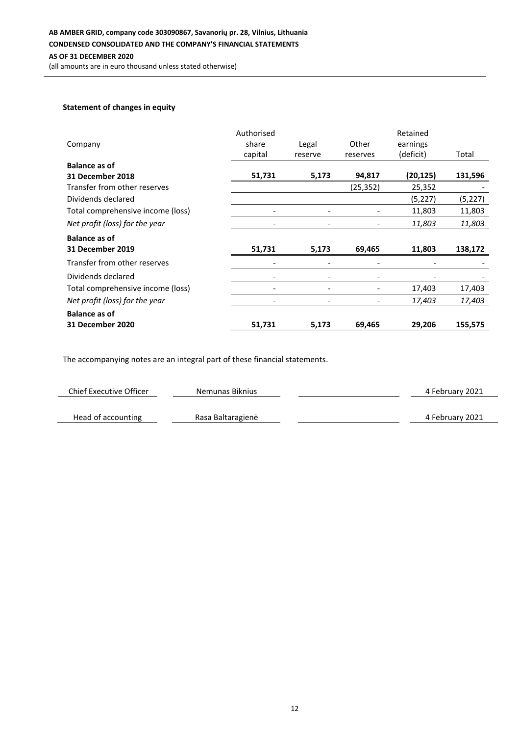**AB AMBER GRID, company code 303090867, Savanorių pr. 28, Vilnius, Lithuania**

**CONDENSED CONSOLIDATED AND THE COMPANY'S FINANCIAL STATEMENTS**

**AS OF 31 DECEMBER 2020**

(all amounts are in euro thousand unless stated otherwise)

**Statement of changes in equity**

| Company | Authorised share capital | Legal reserve | Other reserves | Retained earnings (deficit) | Total |
|---|---|---|---|---|---|
| **Balance as of 31 December 2018** | **51,731** | **5,173** | **94,817** | **(20,125)** | **131,596** |
| Transfer from other reserves | | | (25,352) | 25,352 | - |
| Dividends declared | | | | (5,227) | (5,227) |
| Total comprehensive income (loss) | - | - | - | 11,803 | 11,803 |
| *Net profit (loss) for the year* | - | - | - | *11,803* | *11,803* |
| **Balance as of 31 December 2019** | **51,731** | **5,173** | **69,465** | **11,803** | **138,172** |
| Transfer from other reserves | - | - | - | - | - |
| Dividends declared | - | - | - | - | - |
| Total comprehensive income (loss) | - | - | - | 17,403 | 17,403 |
| *Net profit (loss) for the year* | - | - | - | *17,403* | *17,403* |
| **Balance as of 31 December 2020** | **51,731** | **5,173** | **69,465** | **29,206** | **155,575** |

The accompanying notes are an integral part of these financial statements.

| | | | |
|---|---|---|---|
| Chief Executive Officer | Nemunas Biknius | | 4 February 2021 |
| Head of accounting | Rasa Baltaragienė | | 4 February 2021 |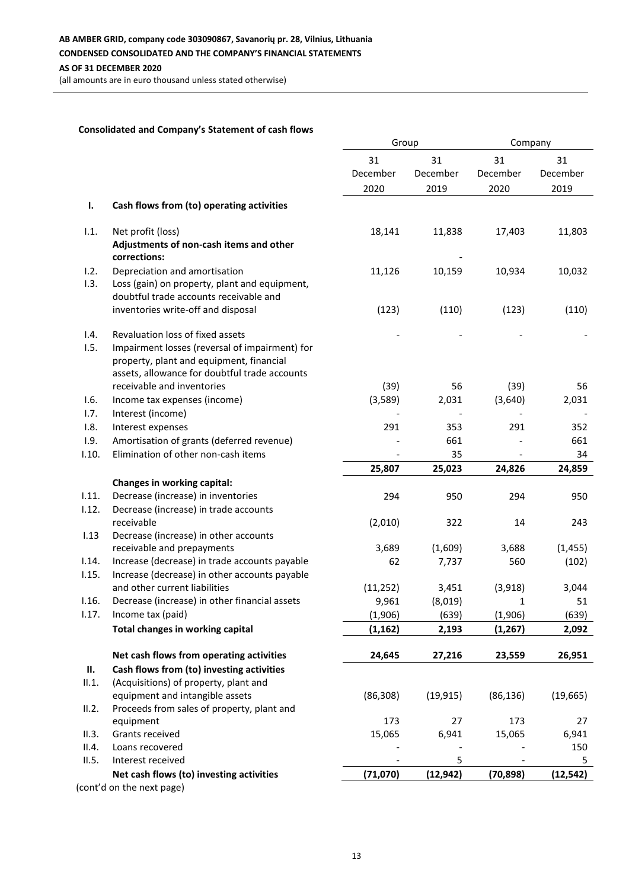**AB AMBER GRID, company code 303090867, Savanorių pr. 28, Vilnius, Lithuania**
**CONDENSED CONSOLIDATED AND THE COMPANY'S FINANCIAL STATEMENTS**
**AS OF 31 DECEMBER 2020**
(all amounts are in euro thousand unless stated otherwise)

**Consolidated and Company's Statement of cash flows**

| | | Group | | Company | |
|---|---|---|---|---|---|
| | | 31 December 2020 | 31 December 2019 | 31 December 2020 | 31 December 2019 |
| **I.** | **Cash flows from (to) operating activities** | | | | |
| I.1. | Net profit (loss) | 18,141 | 11,838 | 17,403 | 11,803 |
| | **Adjustments of non-cash items and other corrections:** | | - | | |
| I.2. | Depreciation and amortisation | 11,126 | 10,159 | 10,934 | 10,032 |
| I.3. | Loss (gain) on property, plant and equipment, doubtful trade accounts receivable and inventories write-off and disposal | (123) | (110) | (123) | (110) |
| I.4. | Revaluation loss of fixed assets | - | - | - | - |
| I.5. | Impairment losses (reversal of impairment) for property, plant and equipment, financial assets, allowance for doubtful trade accounts receivable and inventories | (39) | 56 | (39) | 56 |
| I.6. | Income tax expenses (income) | (3,589) | 2,031 | (3,640) | 2,031 |
| I.7. | Interest (income) | - | - | - | - |
| I.8. | Interest expenses | 291 | 353 | 291 | 352 |
| I.9. | Amortisation of grants (deferred revenue) | - | 661 | - | 661 |
| I.10. | Elimination of other non-cash items | - | 35 | - | 34 |
| | | **25,807** | **25,023** | **24,826** | **24,859** |
| | **Changes in working capital:** | | | | |
| I.11. | Decrease (increase) in inventories | 294 | 950 | 294 | 950 |
| I.12. | Decrease (increase) in trade accounts receivable | (2,010) | 322 | 14 | 243 |
| I.13 | Decrease (increase) in other accounts receivable and prepayments | 3,689 | (1,609) | 3,688 | (1,455) |
| I.14. | Increase (decrease) in trade accounts payable | 62 | 7,737 | 560 | (102) |
| I.15. | Increase (decrease) in other accounts payable and other current liabilities | (11,252) | 3,451 | (3,918) | 3,044 |
| I.16. | Decrease (increase) in other financial assets | 9,961 | (8,019) | 1 | 51 |
| I.17. | Income tax (paid) | (1,906) | (639) | (1,906) | (639) |
| | **Total changes in working capital** | **(1,162)** | **2,193** | **(1,267)** | **2,092** |
| | **Net cash flows from operating activities** | **24,645** | **27,216** | **23,559** | **26,951** |
| **II.** | **Cash flows from (to) investing activities** | | | | |
| II.1. | (Acquisitions) of property, plant and equipment and intangible assets | (86,308) | (19,915) | (86,136) | (19,665) |
| II.2. | Proceeds from sales of property, plant and equipment | 173 | 27 | 173 | 27 |
| II.3. | Grants received | 15,065 | 6,941 | 15,065 | 6,941 |
| II.4. | Loans recovered | - | - | - | 150 |
| II.5. | Interest received | - | 5 | - | 5 |
| | **Net cash flows (to) investing activities** | **(71,070)** | **(12,942)** | **(70,898)** | **(12,542)** |

(cont'd on the next page)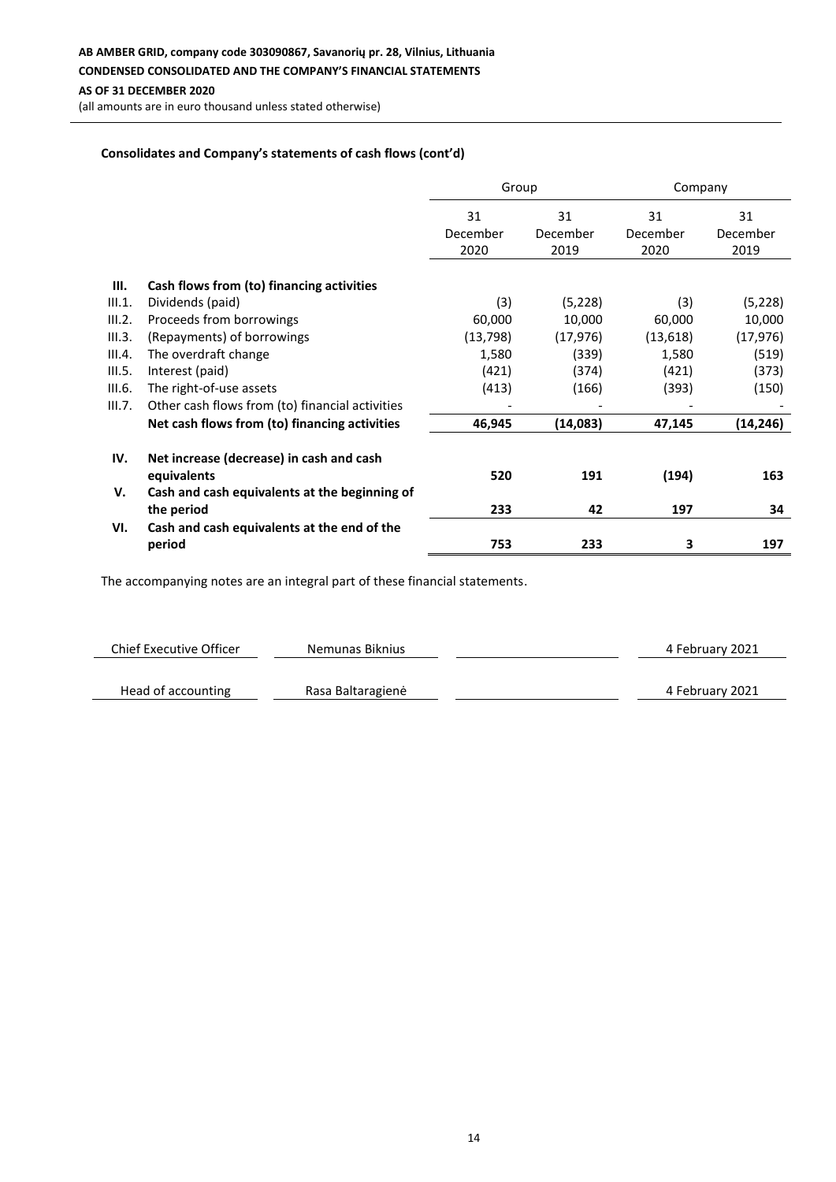### Consolidates and Company's statements of cash flows (cont'd)

| | | Group | | Company | |
|---|---|---|---|---|---|
| | | 31 December 2020 | 31 December 2019 | 31 December 2020 | 31 December 2019 |
| **III.** | **Cash flows from (to) financing activities** | | | | |
| III.1. | Dividends (paid) | (3) | (5,228) | (3) | (5,228) |
| III.2. | Proceeds from borrowings | 60,000 | 10,000 | 60,000 | 10,000 |
| III.3. | (Repayments) of borrowings | (13,798) | (17,976) | (13,618) | (17,976) |
| III.4. | The overdraft change | 1,580 | (339) | 1,580 | (519) |
| III.5. | Interest (paid) | (421) | (374) | (421) | (373) |
| III.6. | The right-of-use assets | (413) | (166) | (393) | (150) |
| III.7. | Other cash flows from (to) financial activities | - | - | - | - |
| | **Net cash flows from (to) financing activities** | **46,945** | **(14,083)** | **47,145** | **(14,246)** |
| **IV.** | **Net increase (decrease) in cash and cash equivalents** | **520** | **191** | **(194)** | **163** |
| **V.** | **Cash and cash equivalents at the beginning of the period** | **233** | **42** | **197** | **34** |
| **VI.** | **Cash and cash equivalents at the end of the period** | **753** | **233** | **3** | **197** |

The accompanying notes are an integral part of these financial statements.

| | | | |
|---|---|---|---|
| Chief Executive Officer | Nemunas Biknius | | 4 February 2021 |
| Head of accounting | Rasa Baltaragienė | | 4 February 2021 |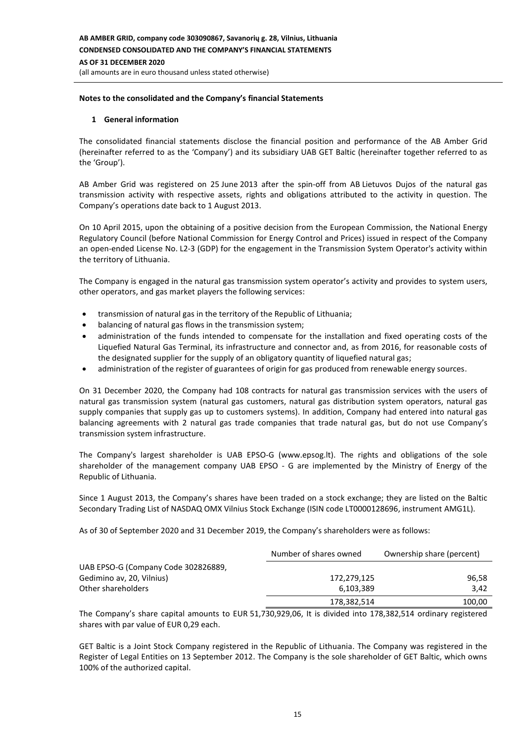## Notes to the consolidated and the Company's financial Statements

### 1 General information

The consolidated financial statements disclose the financial position and performance of the AB Amber Grid (hereinafter referred to as the 'Company') and its subsidiary UAB GET Baltic (hereinafter together referred to as the 'Group').

AB Amber Grid was registered on 25 June 2013 after the spin-off from AB Lietuvos Dujos of the natural gas transmission activity with respective assets, rights and obligations attributed to the activity in question. The Company's operations date back to 1 August 2013.

On 10 April 2015, upon the obtaining of a positive decision from the European Commission, the National Energy Regulatory Council (before National Commission for Energy Control and Prices) issued in respect of the Company an open-ended License No. L2-3 (GDP) for the engagement in the Transmission System Operator's activity within the territory of Lithuania.

The Company is engaged in the natural gas transmission system operator's activity and provides to system users, other operators, and gas market players the following services:

- transmission of natural gas in the territory of the Republic of Lithuania;
- balancing of natural gas flows in the transmission system;
- administration of the funds intended to compensate for the installation and fixed operating costs of the Liquefied Natural Gas Terminal, its infrastructure and connector and, as from 2016, for reasonable costs of the designated supplier for the supply of an obligatory quantity of liquefied natural gas;
- administration of the register of guarantees of origin for gas produced from renewable energy sources.

On 31 December 2020, the Company had 108 contracts for natural gas transmission services with the users of natural gas transmission system (natural gas customers, natural gas distribution system operators, natural gas supply companies that supply gas up to customers systems). In addition, Company had entered into natural gas balancing agreements with 2 natural gas trade companies that trade natural gas, but do not use Company's transmission system infrastructure.

The Company's largest shareholder is UAB EPSO-G (www.epsog.lt). The rights and obligations of the sole shareholder of the management company UAB EPSO - G are implemented by the Ministry of Energy of the Republic of Lithuania.

Since 1 August 2013, the Company's shares have been traded on a stock exchange; they are listed on the Baltic Secondary Trading List of NASDAQ OMX Vilnius Stock Exchange (ISIN code LT0000128696, instrument AMG1L).

As of 30 of September 2020 and 31 December 2019, the Company's shareholders were as follows:

| | Number of shares owned | Ownership share (percent) |
|---|---|---|
| UAB EPSO-G (Company Code 302826889, Gedimino av, 20, Vilnius) | 172,279,125 | 96,58 |
| Other shareholders | 6,103,389 | 3,42 |
| | 178,382,514 | 100,00 |

The Company's share capital amounts to EUR 51,730,929,06, It is divided into 178,382,514 ordinary registered shares with par value of EUR 0,29 each.

GET Baltic is a Joint Stock Company registered in the Republic of Lithuania. The Company was registered in the Register of Legal Entities on 13 September 2012. The Company is the sole shareholder of GET Baltic, which owns 100% of the authorized capital.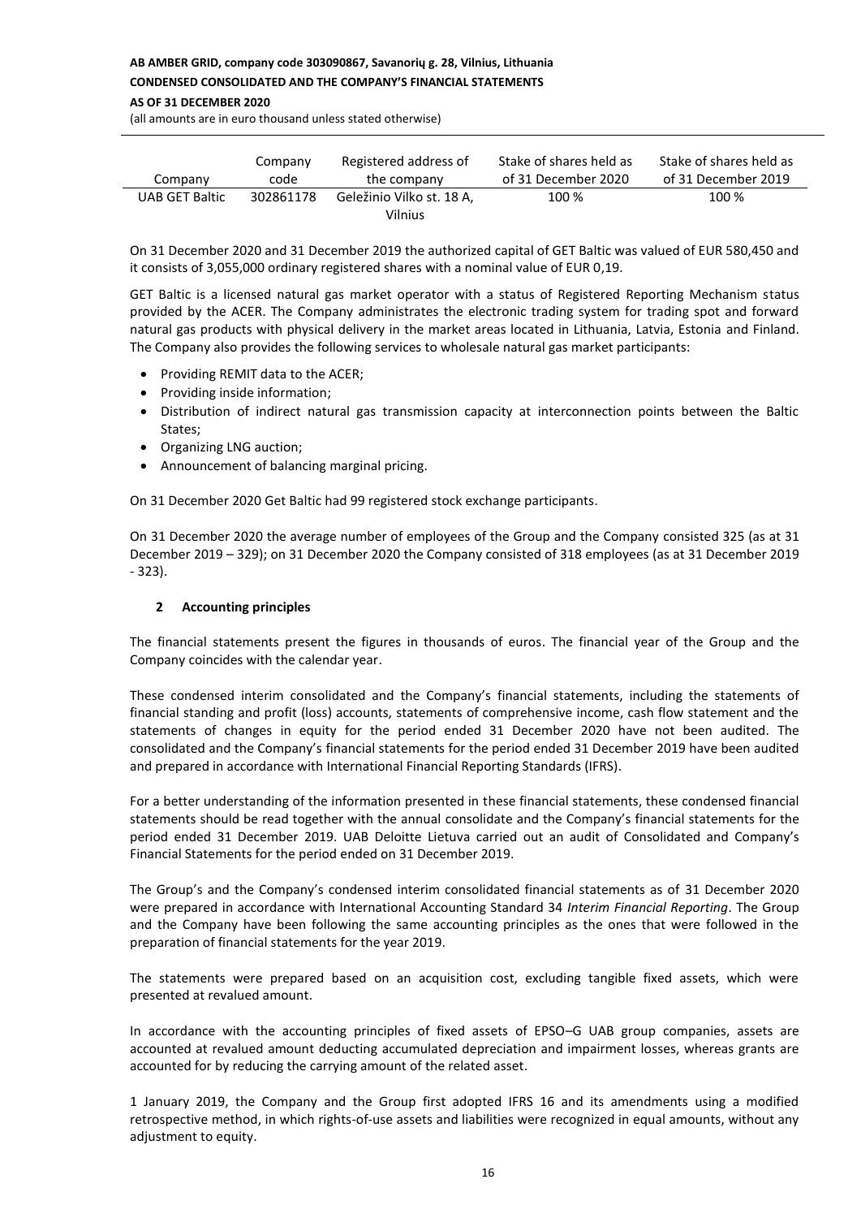| Company | Company code | Registered address of the company | Stake of shares held as of 31 December 2020 | Stake of shares held as of 31 December 2019 |
|---|---|---|---|---|
| UAB GET Baltic | 302861178 | Geležinio Vilko st. 18 A, Vilnius | 100 % | 100 % |

On 31 December 2020 and 31 December 2019 the authorized capital of GET Baltic was valued of EUR 580,450 and it consists of 3,055,000 ordinary registered shares with a nominal value of EUR 0,19.

GET Baltic is a licensed natural gas market operator with a status of Registered Reporting Mechanism status provided by the ACER. The Company administrates the electronic trading system for trading spot and forward natural gas products with physical delivery in the market areas located in Lithuania, Latvia, Estonia and Finland. The Company also provides the following services to wholesale natural gas market participants:

- Providing REMIT data to the ACER;
- Providing inside information;
- Distribution of indirect natural gas transmission capacity at interconnection points between the Baltic States;
- Organizing LNG auction;
- Announcement of balancing marginal pricing.

On 31 December 2020 Get Baltic had 99 registered stock exchange participants.

On 31 December 2020 the average number of employees of the Group and the Company consisted 325 (as at 31 December 2019 – 329); on 31 December 2020 the Company consisted of 318 employees (as at 31 December 2019 - 323).

## 2 Accounting principles

The financial statements present the figures in thousands of euros. The financial year of the Group and the Company coincides with the calendar year.

These condensed interim consolidated and the Company's financial statements, including the statements of financial standing and profit (loss) accounts, statements of comprehensive income, cash flow statement and the statements of changes in equity for the period ended 31 December 2020 have not been audited. The consolidated and the Company's financial statements for the period ended 31 December 2019 have been audited and prepared in accordance with International Financial Reporting Standards (IFRS).

For a better understanding of the information presented in these financial statements, these condensed financial statements should be read together with the annual consolidate and the Company's financial statements for the period ended 31 December 2019. UAB Deloitte Lietuva carried out an audit of Consolidated and Company's Financial Statements for the period ended on 31 December 2019.

The Group's and the Company's condensed interim consolidated financial statements as of 31 December 2020 were prepared in accordance with International Accounting Standard 34 *Interim Financial Reporting*. The Group and the Company have been following the same accounting principles as the ones that were followed in the preparation of financial statements for the year 2019.

The statements were prepared based on an acquisition cost, excluding tangible fixed assets, which were presented at revalued amount.

In accordance with the accounting principles of fixed assets of EPSO–G UAB group companies, assets are accounted at revalued amount deducting accumulated depreciation and impairment losses, whereas grants are accounted for by reducing the carrying amount of the related asset.

1 January 2019, the Company and the Group first adopted IFRS 16 and its amendments using a modified retrospective method, in which rights-of-use assets and liabilities were recognized in equal amounts, without any adjustment to equity.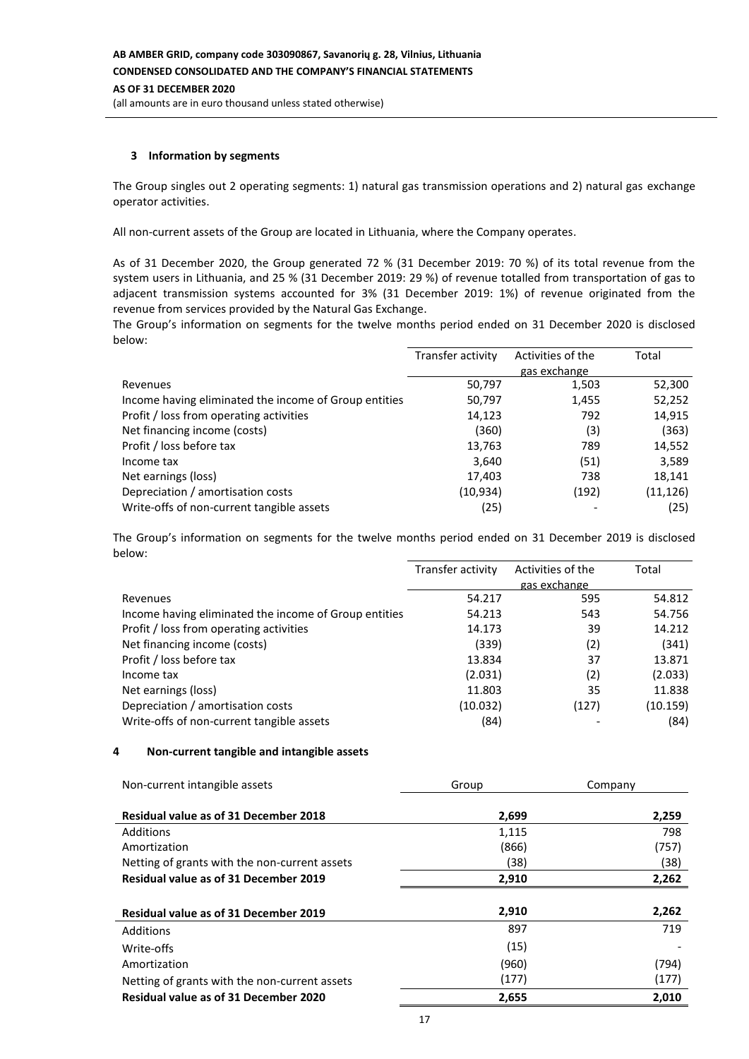## 3 Information by segments

The Group singles out 2 operating segments: 1) natural gas transmission operations and 2) natural gas exchange operator activities.

All non-current assets of the Group are located in Lithuania, where the Company operates.

As of 31 December 2020, the Group generated 72 % (31 December 2019: 70 %) of its total revenue from the system users in Lithuania, and 25 % (31 December 2019: 29 %) of revenue totalled from transportation of gas to adjacent transmission systems accounted for 3% (31 December 2019: 1%) of revenue originated from the revenue from services provided by the Natural Gas Exchange.

The Group's information on segments for the twelve months period ended on 31 December 2020 is disclosed below:

| | Transfer activity | Activities of the gas exchange | Total |
|---|---|---|---|
| Revenues | 50,797 | 1,503 | 52,300 |
| Income having eliminated the income of Group entities | 50,797 | 1,455 | 52,252 |
| Profit / loss from operating activities | 14,123 | 792 | 14,915 |
| Net financing income (costs) | (360) | (3) | (363) |
| Profit / loss before tax | 13,763 | 789 | 14,552 |
| Income tax | 3,640 | (51) | 3,589 |
| Net earnings (loss) | 17,403 | 738 | 18,141 |
| Depreciation / amortisation costs | (10,934) | (192) | (11,126) |
| Write-offs of non-current tangible assets | (25) | - | (25) |

The Group's information on segments for the twelve months period ended on 31 December 2019 is disclosed below:

| | Transfer activity | Activities of the gas exchange | Total |
|---|---|---|---|
| Revenues | 54.217 | 595 | 54.812 |
| Income having eliminated the income of Group entities | 54.213 | 543 | 54.756 |
| Profit / loss from operating activities | 14.173 | 39 | 14.212 |
| Net financing income (costs) | (339) | (2) | (341) |
| Profit / loss before tax | 13.834 | 37 | 13.871 |
| Income tax | (2.031) | (2) | (2.033) |
| Net earnings (loss) | 11.803 | 35 | 11.838 |
| Depreciation / amortisation costs | (10.032) | (127) | (10.159) |
| Write-offs of non-current tangible assets | (84) | - | (84) |

## 4 Non-current tangible and intangible assets

| Non-current intangible assets | Group | Company |
|---|---|---|
| **Residual value as of 31 December 2018** | **2,699** | **2,259** |
| Additions | 1,115 | 798 |
| Amortization | (866) | (757) |
| Netting of grants with the non-current assets | (38) | (38) |
| **Residual value as of 31 December 2019** | **2,910** | **2,262** |
| | | |
| **Residual value as of 31 December 2019** | 2,910 | 2,262 |
| Additions | 897 | 719 |
| Write-offs | (15) | - |
| Amortization | (960) | (794) |
| Netting of grants with the non-current assets | (177) | (177) |
| **Residual value as of 31 December 2020** | **2,655** | **2,010** |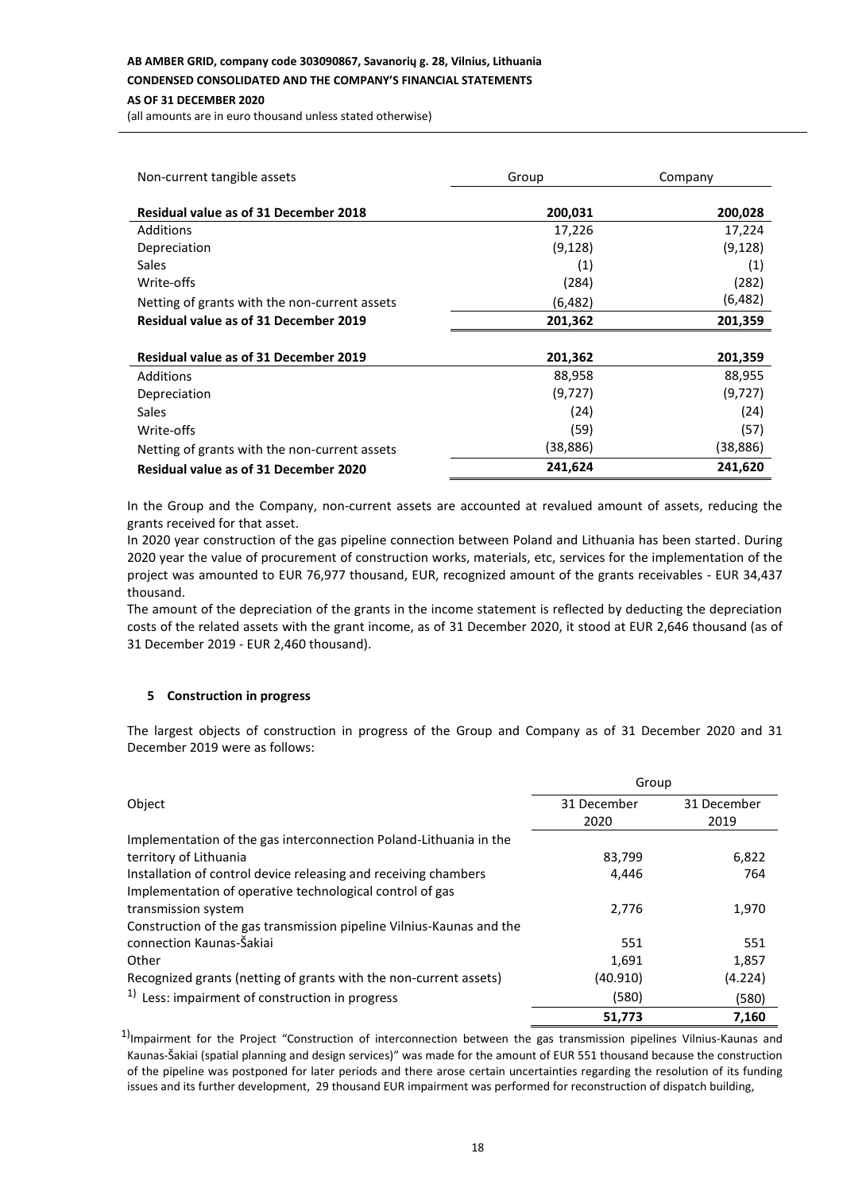| Non-current tangible assets | Group | Company |
|---|---|---|
| **Residual value as of 31 December 2018** | **200,031** | **200,028** |
| Additions | 17,226 | 17,224 |
| Depreciation | (9,128) | (9,128) |
| Sales | (1) | (1) |
| Write-offs | (284) | (282) |
| Netting of grants with the non-current assets | (6,482) | (6,482) |
| **Residual value as of 31 December 2019** | **201,362** | **201,359** |
| **Residual value as of 31 December 2019** | **201,362** | **201,359** |
| Additions | 88,958 | 88,955 |
| Depreciation | (9,727) | (9,727) |
| Sales | (24) | (24) |
| Write-offs | (59) | (57) |
| Netting of grants with the non-current assets | (38,886) | (38,886) |
| **Residual value as of 31 December 2020** | **241,624** | **241,620** |

In the Group and the Company, non-current assets are accounted at revalued amount of assets, reducing the grants received for that asset.

In 2020 year construction of the gas pipeline connection between Poland and Lithuania has been started. During 2020 year the value of procurement of construction works, materials, etc, services for the implementation of the project was amounted to EUR 76,977 thousand, EUR, recognized amount of the grants receivables - EUR 34,437 thousand.

The amount of the depreciation of the grants in the income statement is reflected by deducting the depreciation costs of the related assets with the grant income, as of 31 December 2020, it stood at EUR 2,646 thousand (as of 31 December 2019 - EUR 2,460 thousand).

### 5 Construction in progress

The largest objects of construction in progress of the Group and Company as of 31 December 2020 and 31 December 2019 were as follows:

| Object | Group | |
|---|---|---|
| | 31 December 2020 | 31 December 2019 |
| Implementation of the gas interconnection Poland-Lithuania in the territory of Lithuania | 83,799 | 6,822 |
| Installation of control device releasing and receiving chambers | 4,446 | 764 |
| Implementation of operative technological control of gas transmission system | 2,776 | 1,970 |
| Construction of the gas transmission pipeline Vilnius-Kaunas and the connection Kaunas-Šakiai | 551 | 551 |
| Other | 1,691 | 1,857 |
| Recognized grants (netting of grants with the non-current assets) | (40.910) | (4.224) |
| [1] Less: impairment of construction in progress | (580) | (580) |
| | **51,773** | **7,160** |

[1] Impairment for the Project "Construction of interconnection between the gas transmission pipelines Vilnius-Kaunas and Kaunas-Šakiai (spatial planning and design services)" was made for the amount of EUR 551 thousand because the construction of the pipeline was postponed for later periods and there arose certain uncertainties regarding the resolution of its funding issues and its further development, 29 thousand EUR impairment was performed for reconstruction of dispatch building,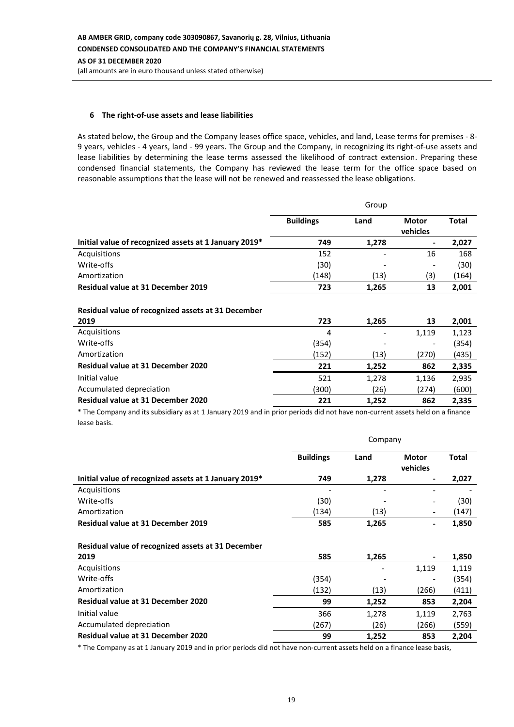## 6 The right-of-use assets and lease liabilities

As stated below, the Group and the Company leases office space, vehicles, and land, Lease terms for premises - 8-9 years, vehicles - 4 years, land - 99 years. The Group and the Company, in recognizing its right-of-use assets and lease liabilities by determining the lease terms assessed the likelihood of contract extension. Preparing these condensed financial statements, the Company has reviewed the lease term for the office space based on reasonable assumptions that the lease will not be renewed and reassessed the lease obligations.

| | Group | | | |
|---|---|---|---|---|
| | **Buildings** | **Land** | **Motor vehicles** | **Total** |
| **Initial value of recognized assets at 1 January 2019*** | **749** | **1,278** | **-** | **2,027** |
| Acquisitions | 152 | - | 16 | 168 |
| Write-offs | (30) | - | - | (30) |
| Amortization | (148) | (13) | (3) | (164) |
| **Residual value at 31 December 2019** | **723** | **1,265** | **13** | **2,001** |
| | | | | |
| **Residual value of recognized assets at 31 December 2019** | **723** | **1,265** | **13** | **2,001** |
| Acquisitions | 4 | - | 1,119 | 1,123 |
| Write-offs | (354) | - | - | (354) |
| Amortization | (152) | (13) | (270) | (435) |
| **Residual value at 31 December 2020** | **221** | **1,252** | **862** | **2,335** |
| Initial value | 521 | 1,278 | 1,136 | 2,935 |
| Accumulated depreciation | (300) | (26) | (274) | (600) |
| **Residual value at 31 December 2020** | **221** | **1,252** | **862** | **2,335** |

* The Company and its subsidiary as at 1 January 2019 and in prior periods did not have non-current assets held on a finance lease basis.

| | Company | | | |
|---|---|---|---|---|
| | **Buildings** | **Land** | **Motor vehicles** | **Total** |
| **Initial value of recognized assets at 1 January 2019*** | **749** | **1,278** | **-** | **2,027** |
| Acquisitions | - | - | - | - |
| Write-offs | (30) | - | - | (30) |
| Amortization | (134) | (13) | - | (147) |
| **Residual value at 31 December 2019** | **585** | **1,265** | **-** | **1,850** |
| | | | | |
| **Residual value of recognized assets at 31 December 2019** | **585** | **1,265** | **-** | **1,850** |
| Acquisitions | | - | 1,119 | 1,119 |
| Write-offs | (354) | - | - | (354) |
| Amortization | (132) | (13) | (266) | (411) |
| **Residual value at 31 December 2020** | **99** | **1,252** | **853** | **2,204** |
| Initial value | 366 | 1,278 | 1,119 | 2,763 |
| Accumulated depreciation | (267) | (26) | (266) | (559) |
| **Residual value at 31 December 2020** | **99** | **1,252** | **853** | **2,204** |

* The Company as at 1 January 2019 and in prior periods did not have non-current assets held on a finance lease basis,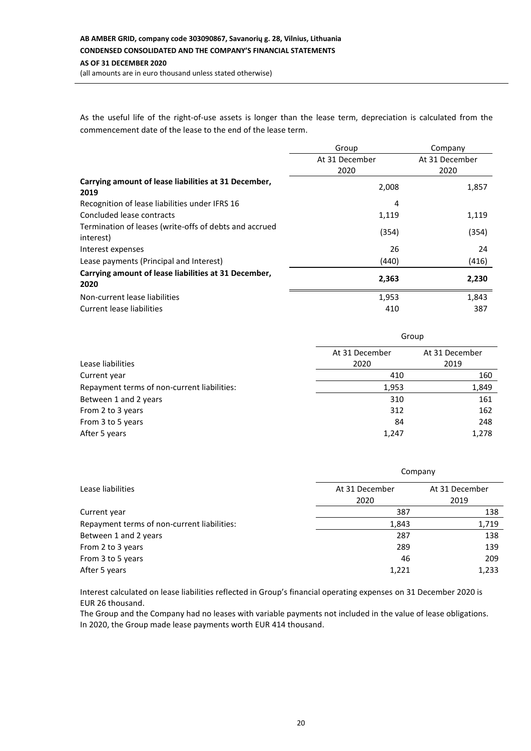As the useful life of the right-of-use assets is longer than the lease term, depreciation is calculated from the commencement date of the lease to the end of the lease term.

| | Group | Company |
|---|---|---|
| | At 31 December 2020 | At 31 December 2020 |
| **Carrying amount of lease liabilities at 31 December, 2019** | 2,008 | 1,857 |
| Recognition of lease liabilities under IFRS 16 | 4 | |
| Concluded lease contracts | 1,119 | 1,119 |
| Termination of leases (write-offs of debts and accrued interest) | (354) | (354) |
| Interest expenses | 26 | 24 |
| Lease payments (Principal and Interest) | (440) | (416) |
| **Carrying amount of lease liabilities at 31 December, 2020** | **2,363** | **2,230** |
| Non-current lease liabilities | 1,953 | 1,843 |
| Current lease liabilities | 410 | 387 |

| | Group | |
|---|---|---|
| Lease liabilities | At 31 December 2020 | At 31 December 2019 |
| Current year | 410 | 160 |
| Repayment terms of non-current liabilities: | 1,953 | 1,849 |
| Between 1 and 2 years | 310 | 161 |
| From 2 to 3 years | 312 | 162 |
| From 3 to 5 years | 84 | 248 |
| After 5 years | 1,247 | 1,278 |

| | Company | |
|---|---|---|
| Lease liabilities | At 31 December 2020 | At 31 December 2019 |
| Current year | 387 | 138 |
| Repayment terms of non-current liabilities: | 1,843 | 1,719 |
| Between 1 and 2 years | 287 | 138 |
| From 2 to 3 years | 289 | 139 |
| From 3 to 5 years | 46 | 209 |
| After 5 years | 1,221 | 1,233 |

Interest calculated on lease liabilities reflected in Group's financial operating expenses on 31 December 2020 is EUR 26 thousand.
The Group and the Company had no leases with variable payments not included in the value of lease obligations.
In 2020, the Group made lease payments worth EUR 414 thousand.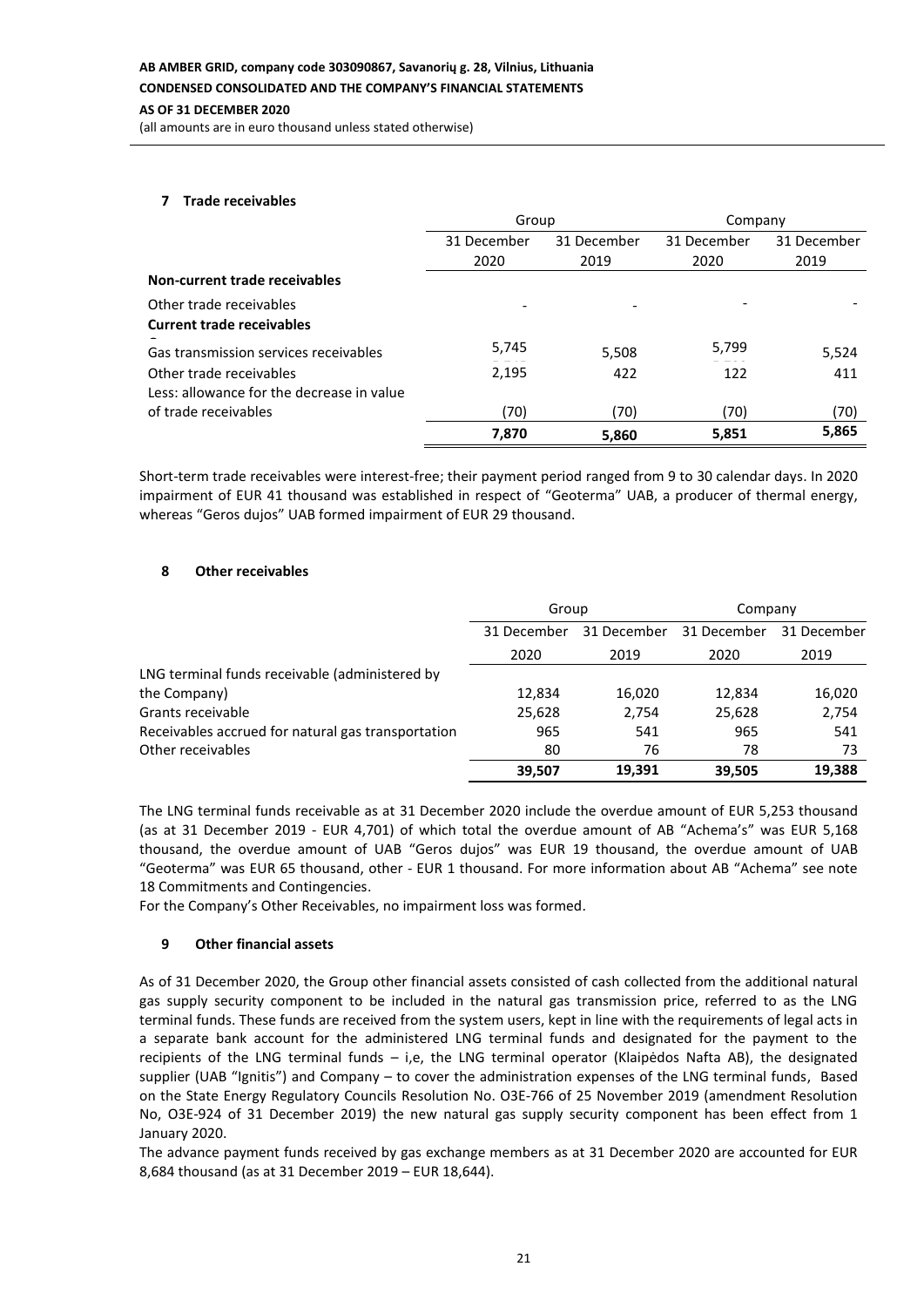## 7 Trade receivables

| | Group | | Company | |
|---|---|---|---|---|
| | 31 December 2020 | 31 December 2019 | 31 December 2020 | 31 December 2019 |
| **Non-current trade receivables** | | | | |
| Other trade receivables | - | - | - | - |
| **Current trade receivables** | | | | |
| Gas transmission services receivables | 5,745 | 5,508 | 5,799 | 5,524 |
| Other trade receivables | 2,195 | 422 | 122 | 411 |
| Less: allowance for the decrease in value of trade receivables | (70) | (70) | (70) | (70) |
| | **7,870** | **5,860** | **5,851** | **5,865** |

Short-term trade receivables were interest-free; their payment period ranged from 9 to 30 calendar days. In 2020 impairment of EUR 41 thousand was established in respect of "Geoterma" UAB, a producer of thermal energy, whereas "Geros dujos" UAB formed impairment of EUR 29 thousand.

## 8 Other receivables

| | Group | | Company | |
|---|---|---|---|---|
| | 31 December 2020 | 31 December 2019 | 31 December 2020 | 31 December 2019 |
| LNG terminal funds receivable (administered by the Company) | 12,834 | 16,020 | 12,834 | 16,020 |
| Grants receivable | 25,628 | 2,754 | 25,628 | 2,754 |
| Receivables accrued for natural gas transportation | 965 | 541 | 965 | 541 |
| Other receivables | 80 | 76 | 78 | 73 |
| | **39,507** | **19,391** | **39,505** | **19,388** |

The LNG terminal funds receivable as at 31 December 2020 include the overdue amount of EUR 5,253 thousand (as at 31 December 2019 - EUR 4,701) of which total the overdue amount of AB "Achema's" was EUR 5,168 thousand, the overdue amount of UAB "Geros dujos" was EUR 19 thousand, the overdue amount of UAB "Geoterma" was EUR 65 thousand, other - EUR 1 thousand. For more information about AB "Achema" see note 18 Commitments and Contingencies.

For the Company's Other Receivables, no impairment loss was formed.

## 9 Other financial assets

As of 31 December 2020, the Group other financial assets consisted of cash collected from the additional natural gas supply security component to be included in the natural gas transmission price, referred to as the LNG terminal funds. These funds are received from the system users, kept in line with the requirements of legal acts in a separate bank account for the administered LNG terminal funds and designated for the payment to the recipients of the LNG terminal funds – i,e, the LNG terminal operator (Klaipėdos Nafta AB), the designated supplier (UAB "Ignitis") and Company – to cover the administration expenses of the LNG terminal funds, Based on the State Energy Regulatory Councils Resolution No. O3E-766 of 25 November 2019 (amendment Resolution No, O3E-924 of 31 December 2019) the new natural gas supply security component has been effect from 1 January 2020.

The advance payment funds received by gas exchange members as at 31 December 2020 are accounted for EUR 8,684 thousand (as at 31 December 2019 – EUR 18,644).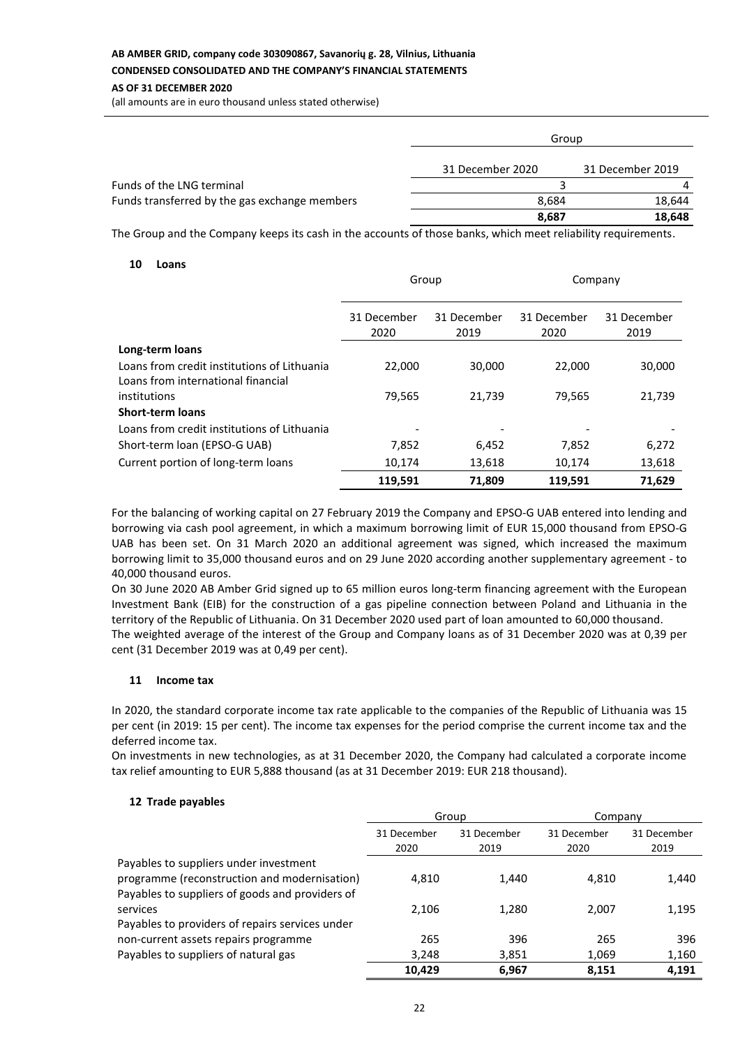| | Group | |
|---|---|---|
| | 31 December 2020 | 31 December 2019 |
| Funds of the LNG terminal | 3 | 4 |
| Funds transferred by the gas exchange members | 8,684 | 18,644 |
| | **8,687** | **18,648** |

The Group and the Company keeps its cash in the accounts of those banks, which meet reliability requirements.

## 10 Loans

| | Group | | Company | |
|---|---|---|---|---|
| | 31 December 2020 | 31 December 2019 | 31 December 2020 | 31 December 2019 |
| **Long-term loans** | | | | |
| Loans from credit institutions of Lithuania | 22,000 | 30,000 | 22,000 | 30,000 |
| Loans from international financial institutions | 79,565 | 21,739 | 79,565 | 21,739 |
| **Short-term loans** | | | | |
| Loans from credit institutions of Lithuania | - | - | - | - |
| Short-term loan (EPSO-G UAB) | 7,852 | 6,452 | 7,852 | 6,272 |
| Current portion of long-term loans | 10,174 | 13,618 | 10,174 | 13,618 |
| | **119,591** | **71,809** | **119,591** | **71,629** |

For the balancing of working capital on 27 February 2019 the Company and EPSO-G UAB entered into lending and borrowing via cash pool agreement, in which a maximum borrowing limit of EUR 15,000 thousand from EPSO-G UAB has been set. On 31 March 2020 an additional agreement was signed, which increased the maximum borrowing limit to 35,000 thousand euros and on 29 June 2020 according another supplementary agreement - to 40,000 thousand euros.

On 30 June 2020 AB Amber Grid signed up to 65 million euros long-term financing agreement with the European Investment Bank (EIB) for the construction of a gas pipeline connection between Poland and Lithuania in the territory of the Republic of Lithuania. On 31 December 2020 used part of loan amounted to 60,000 thousand.

The weighted average of the interest of the Group and Company loans as of 31 December 2020 was at 0,39 per cent (31 December 2019 was at 0,49 per cent).

## 11 Income tax

In 2020, the standard corporate income tax rate applicable to the companies of the Republic of Lithuania was 15 per cent (in 2019: 15 per cent). The income tax expenses for the period comprise the current income tax and the deferred income tax.

On investments in new technologies, as at 31 December 2020, the Company had calculated a corporate income tax relief amounting to EUR 5,888 thousand (as at 31 December 2019: EUR 218 thousand).

## 12 Trade payables

| | Group | | Company | |
|---|---|---|---|---|
| | 31 December 2020 | 31 December 2019 | 31 December 2020 | 31 December 2019 |
| Payables to suppliers under investment programme (reconstruction and modernisation) | 4,810 | 1,440 | 4,810 | 1,440 |
| Payables to suppliers of goods and providers of services | 2,106 | 1,280 | 2,007 | 1,195 |
| Payables to providers of repairs services under non-current assets repairs programme | 265 | 396 | 265 | 396 |
| Payables to suppliers of natural gas | 3,248 | 3,851 | 1,069 | 1,160 |
| | **10,429** | **6,967** | **8,151** | **4,191** |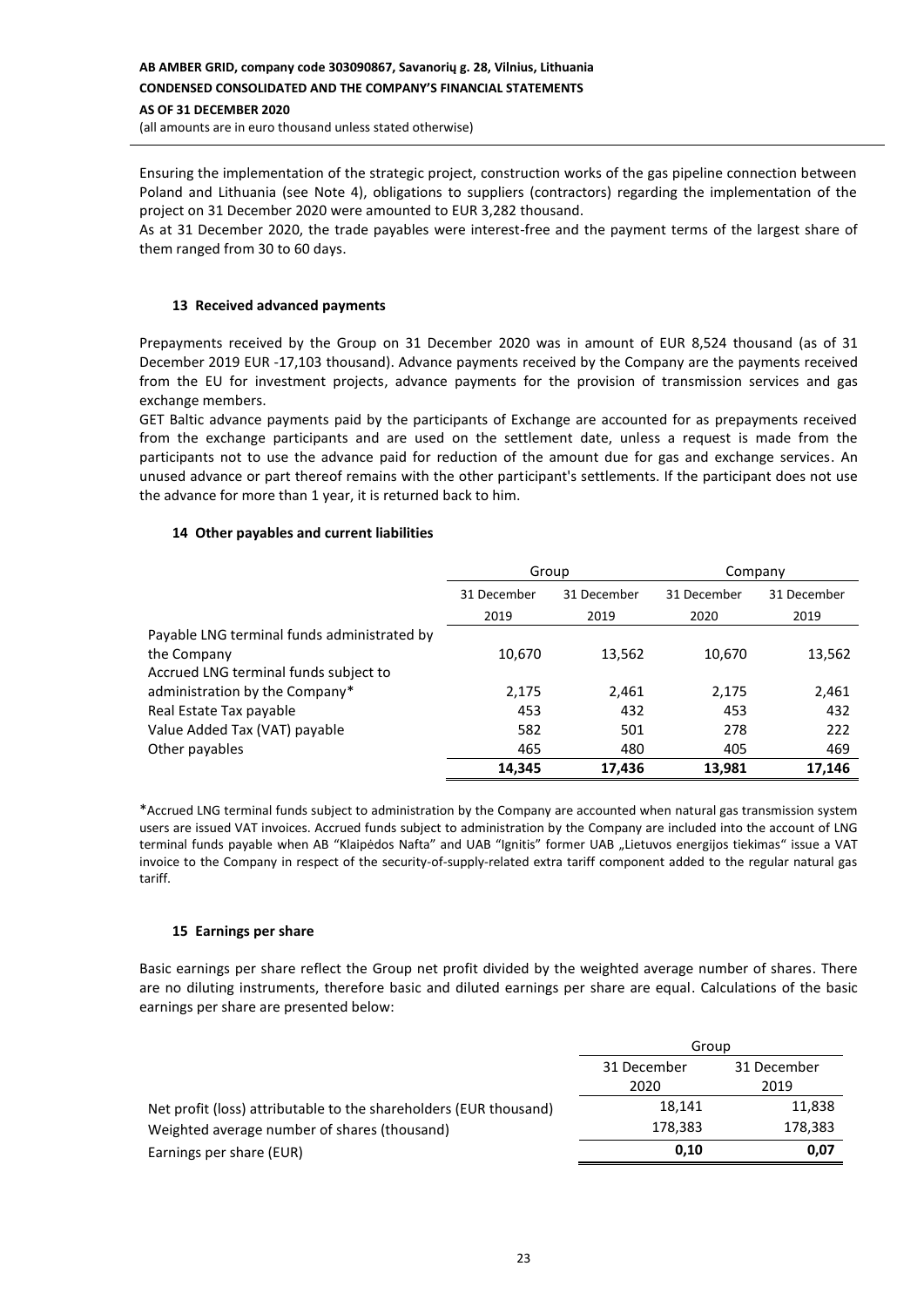Ensuring the implementation of the strategic project, construction works of the gas pipeline connection between Poland and Lithuania (see Note 4), obligations to suppliers (contractors) regarding the implementation of the project on 31 December 2020 were amounted to EUR 3,282 thousand.

As at 31 December 2020, the trade payables were interest-free and the payment terms of the largest share of them ranged from 30 to 60 days.

### 13 Received advanced payments

Prepayments received by the Group on 31 December 2020 was in amount of EUR 8,524 thousand (as of 31 December 2019 EUR -17,103 thousand). Advance payments received by the Company are the payments received from the EU for investment projects, advance payments for the provision of transmission services and gas exchange members.

GET Baltic advance payments paid by the participants of Exchange are accounted for as prepayments received from the exchange participants and are used on the settlement date, unless a request is made from the participants not to use the advance paid for reduction of the amount due for gas and exchange services. An unused advance or part thereof remains with the other participant's settlements. If the participant does not use the advance for more than 1 year, it is returned back to him.

### 14 Other payables and current liabilities

| | Group | | Company | |
|---|---|---|---|---|
| | 31 December 2019 | 31 December 2019 | 31 December 2020 | 31 December 2019 |
| Payable LNG terminal funds administrated by the Company | 10,670 | 13,562 | 10,670 | 13,562 |
| Accrued LNG terminal funds subject to administration by the Company* | 2,175 | 2,461 | 2,175 | 2,461 |
| Real Estate Tax payable | 453 | 432 | 453 | 432 |
| Value Added Tax (VAT) payable | 582 | 501 | 278 | 222 |
| Other payables | 465 | 480 | 405 | 469 |
| | **14,345** | **17,436** | **13,981** | **17,146** |

*Accrued LNG terminal funds subject to administration by the Company are accounted when natural gas transmission system users are issued VAT invoices. Accrued funds subject to administration by the Company are included into the account of LNG terminal funds payable when AB "Klaipėdos Nafta" and UAB "Ignitis" former UAB „Lietuvos energijos tiekimas" issue a VAT invoice to the Company in respect of the security-of-supply-related extra tariff component added to the regular natural gas tariff.

### 15 Earnings per share

Basic earnings per share reflect the Group net profit divided by the weighted average number of shares. There are no diluting instruments, therefore basic and diluted earnings per share are equal. Calculations of the basic earnings per share are presented below:

| | Group | |
|---|---|---|
| | 31 December 2020 | 31 December 2019 |
| Net profit (loss) attributable to the shareholders (EUR thousand) | 18,141 | 11,838 |
| Weighted average number of shares (thousand) | 178,383 | 178,383 |
| Earnings per share (EUR) | **0,10** | **0,07** |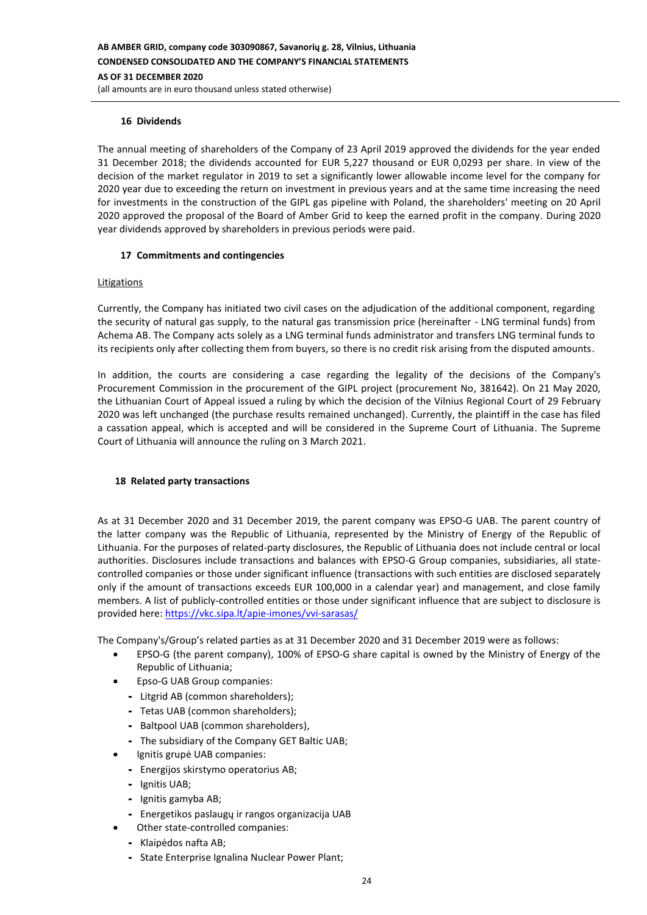## 16 Dividends

The annual meeting of shareholders of the Company of 23 April 2019 approved the dividends for the year ended 31 December 2018; the dividends accounted for EUR 5,227 thousand or EUR 0,0293 per share. In view of the decision of the market regulator in 2019 to set a significantly lower allowable income level for the company for 2020 year due to exceeding the return on investment in previous years and at the same time increasing the need for investments in the construction of the GIPL gas pipeline with Poland, the shareholders' meeting on 20 April 2020 approved the proposal of the Board of Amber Grid to keep the earned profit in the company. During 2020 year dividends approved by shareholders in previous periods were paid.

## 17 Commitments and contingencies

Litigations

Currently, the Company has initiated two civil cases on the adjudication of the additional component, regarding the security of natural gas supply, to the natural gas transmission price (hereinafter - LNG terminal funds) from Achema AB. The Company acts solely as a LNG terminal funds administrator and transfers LNG terminal funds to its recipients only after collecting them from buyers, so there is no credit risk arising from the disputed amounts.

In addition, the courts are considering a case regarding the legality of the decisions of the Company's Procurement Commission in the procurement of the GIPL project (procurement No, 381642). On 21 May 2020, the Lithuanian Court of Appeal issued a ruling by which the decision of the Vilnius Regional Court of 29 February 2020 was left unchanged (the purchase results remained unchanged). Currently, the plaintiff in the case has filed a cassation appeal, which is accepted and will be considered in the Supreme Court of Lithuania. The Supreme Court of Lithuania will announce the ruling on 3 March 2021.

## 18 Related party transactions

As at 31 December 2020 and 31 December 2019, the parent company was EPSO-G UAB. The parent country of the latter company was the Republic of Lithuania, represented by the Ministry of Energy of the Republic of Lithuania. For the purposes of related-party disclosures, the Republic of Lithuania does not include central or local authorities. Disclosures include transactions and balances with EPSO-G Group companies, subsidiaries, all state-controlled companies or those under significant influence (transactions with such entities are disclosed separately only if the amount of transactions exceeds EUR 100,000 in a calendar year) and management, and close family members. A list of publicly-controlled entities or those under significant influence that are subject to disclosure is provided here: https://vkc.sipa.lt/apie-imones/vvi-sarasas/

The Company's/Group's related parties as at 31 December 2020 and 31 December 2019 were as follows:

- EPSO-G (the parent company), 100% of EPSO-G share capital is owned by the Ministry of Energy of the Republic of Lithuania;
- Epso-G UAB Group companies:
  - Litgrid AB (common shareholders);
  - Tetas UAB (common shareholders);
  - Baltpool UAB (common shareholders),
  - The subsidiary of the Company GET Baltic UAB;
- Ignitis grupė UAB companies:
  - Energijos skirstymo operatorius AB;
  - Ignitis UAB;
  - Ignitis gamyba AB;
  - Energetikos paslaugų ir rangos organizacija UAB
- Other state-controlled companies:
  - Klaipėdos nafta AB;
  - State Enterprise Ignalina Nuclear Power Plant;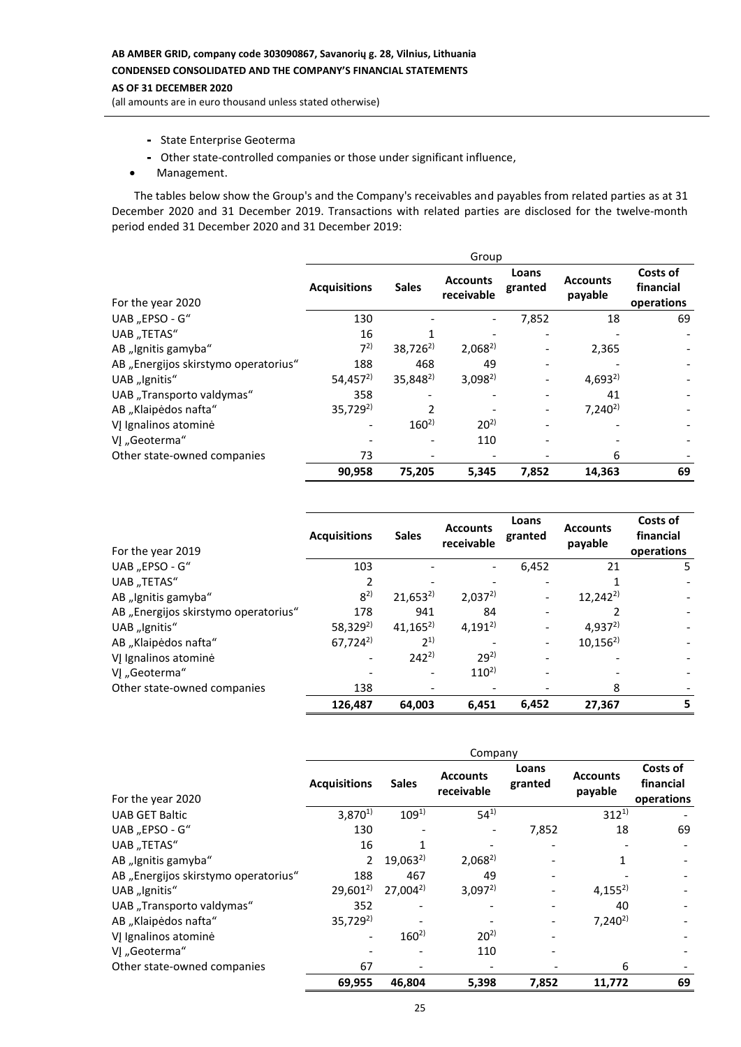- State Enterprise Geoterma
- Other state-controlled companies or those under significant influence,

- Management.

The tables below show the Group's and the Company's receivables and payables from related parties as at 31 December 2020 and 31 December 2019. Transactions with related parties are disclosed for the twelve-month period ended 31 December 2020 and 31 December 2019:

| | Group | | | | | |
|---|---|---|---|---|---|---|
| For the year 2020 | **Acquisitions** | **Sales** | **Accounts receivable** | **Loans granted** | **Accounts payable** | **Costs of financial operations** |
| UAB „EPSO - G“ | 130 | - | - | 7,852 | 18 | 69 |
| UAB „TETAS“ | 16 | 1 | - | - | - | - |
| AB „Ignitis gamyba“ | 7[2)] | 38,726[2)] | 2,068[2)] | - | 2,365 | - |
| AB „Energijos skirstymo operatorius“ | 188 | 468 | 49 | - | - | - |
| UAB „Ignitis“ | 54,457[2)] | 35,848[2)] | 3,098[2)] | - | 4,693[2)] | - |
| UAB „Transporto valdymas“ | 358 | - | - | - | 41 | - |
| AB „Klaipėdos nafta“ | 35,729[2)] | 2 | - | - | 7,240[2)] | - |
| VĮ Ignalinos atominė | - | 160[2)] | 20[2)] | - | - | - |
| VĮ „Geoterma“ | - | - | 110 | - | - | - |
| Other state-owned companies | 73 | - | - | - | 6 | - |
| | **90,958** | **75,205** | **5,345** | **7,852** | **14,363** | **69** |

| For the year 2019 | **Acquisitions** | **Sales** | **Accounts receivable** | **Loans granted** | **Accounts payable** | **Costs of financial operations** |
|---|---|---|---|---|---|---|
| UAB „EPSO - G“ | 103 | - | - | 6,452 | 21 | 5 |
| UAB „TETAS“ | 2 | - | - | - | 1 | - |
| AB „Ignitis gamyba“ | 8[2)] | 21,653[2)] | 2,037[2)] | - | 12,242[2)] | - |
| AB „Energijos skirstymo operatorius“ | 178 | 941 | 84 | - | 2 | - |
| UAB „Ignitis“ | 58,329[2)] | 41,165[2)] | 4,191[2)] | - | 4,937[2)] | - |
| AB „Klaipėdos nafta“ | 67,724[2)] | 2[1)] | - | - | 10,156[2)] | - |
| VĮ Ignalinos atominė | - | 242[2)] | 29[2)] | - | - | - |
| VĮ „Geoterma“ | - | - | 110[2)] | - | - | - |
| Other state-owned companies | 138 | - | - | - | 8 | - |
| | **126,487** | **64,003** | **6,451** | **6,452** | **27,367** | **5** |

| | Company | | | | | |
|---|---|---|---|---|---|---|
| For the year 2020 | **Acquisitions** | **Sales** | **Accounts receivable** | **Loans granted** | **Accounts payable** | **Costs of financial operations** |
| UAB GET Baltic | 3,870[1)] | 109[1)] | 54[1)] | | 312[1)] | - |
| UAB „EPSO - G“ | 130 | - | - | 7,852 | 18 | 69 |
| UAB „TETAS“ | 16 | 1 | - | - | - | - |
| AB „Ignitis gamyba“ | 2 | 19,063[2)] | 2,068[2)] | - | 1 | - |
| AB „Energijos skirstymo operatorius“ | 188 | 467 | 49 | - | - | - |
| UAB „Ignitis“ | 29,601[2)] | 27,004[2)] | 3,097[2)] | - | 4,155[2)] | - |
| UAB „Transporto valdymas“ | 352 | - | - | - | 40 | - |
| AB „Klaipėdos nafta“ | 35,729[2)] | - | - | - | 7,240[2)] | - |
| VĮ Ignalinos atominė | - | 160[2)] | 20[2)] | - | | - |
| VĮ „Geoterma“ | - | - | 110 | - | | - |
| Other state-owned companies | 67 | - | - | - | 6 | - |
| | **69,955** | **46,804** | **5,398** | **7,852** | **11,772** | **69** |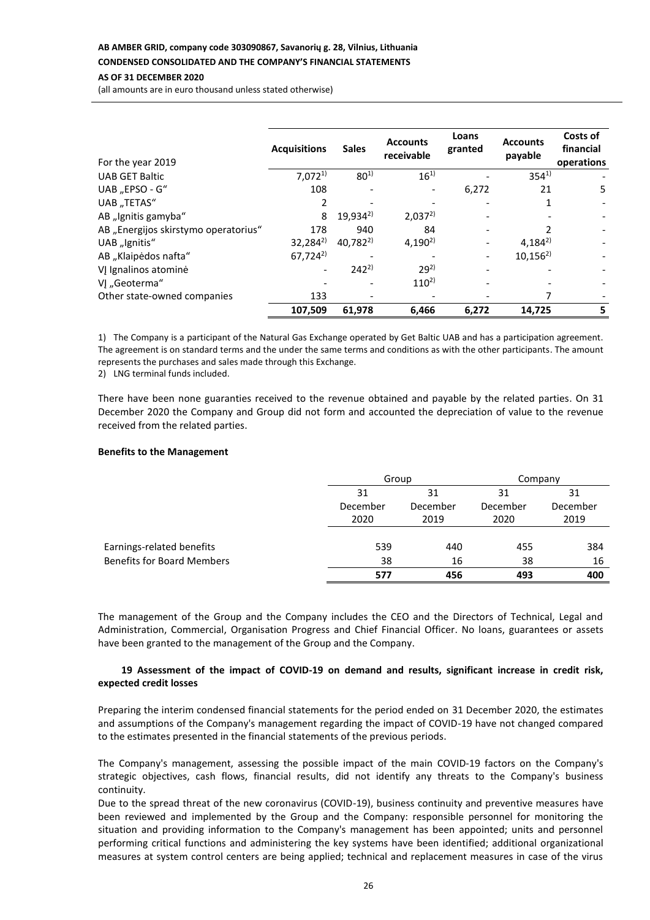| For the year 2019 | Acquisitions | Sales | Accounts receivable | Loans granted | Accounts payable | Costs of financial operations |
|---|---|---|---|---|---|---|
| UAB GET Baltic | 7,072[1)] | 80[1)] | 16[1)] | - | 354[1)] | - |
| UAB „EPSO - G“ | 108 | - | - | 6,272 | 21 | 5 |
| UAB „TETAS“ | 2 | - | - | - | 1 | - |
| AB „Ignitis gamyba“ | 8 | 19,934[2)] | 2,037[2)] | - | - | - |
| AB „Energijos skirstymo operatorius“ | 178 | 940 | 84 | - | 2 | - |
| UAB „Ignitis“ | 32,284[2)] | 40,782[2)] | 4,190[2)] | - | 4,184[2)] | - |
| AB „Klaipėdos nafta“ | 67,724[2)] | - | - | - | 10,156[2)] | - |
| VĮ Ignalinos atominė | - | 242[2)] | 29[2)] | - | - | - |
| VĮ „Geoterma“ | - | - | 110[2)] | - | - | - |
| Other state-owned companies | 133 | - | - | - | 7 | - |
| | **107,509** | **61,978** | **6,466** | **6,272** | **14,725** | **5** |

1) The Company is a participant of the Natural Gas Exchange operated by Get Baltic UAB and has a participation agreement. The agreement is on standard terms and the under the same terms and conditions as with the other participants. The amount represents the purchases and sales made through this Exchange.

2) LNG terminal funds included.

There have been none guaranties received to the revenue obtained and payable by the related parties. On 31 December 2020 the Company and Group did not form and accounted the depreciation of value to the revenue received from the related parties.

**Benefits to the Management**

| | Group | | Company | |
|---|---|---|---|---|
| | 31 December 2020 | 31 December 2019 | 31 December 2020 | 31 December 2019 |
| Earnings-related benefits | 539 | 440 | 455 | 384 |
| Benefits for Board Members | 38 | 16 | 38 | 16 |
| | **577** | **456** | **493** | **400** |

The management of the Group and the Company includes the CEO and the Directors of Technical, Legal and Administration, Commercial, Organisation Progress and Chief Financial Officer. No loans, guarantees or assets have been granted to the management of the Group and the Company.

### 19 Assessment of the impact of COVID-19 on demand and results, significant increase in credit risk, expected credit losses

Preparing the interim condensed financial statements for the period ended on 31 December 2020, the estimates and assumptions of the Company's management regarding the impact of COVID-19 have not changed compared to the estimates presented in the financial statements of the previous periods.

The Company's management, assessing the possible impact of the main COVID-19 factors on the Company's strategic objectives, cash flows, financial results, did not identify any threats to the Company's business continuity.

Due to the spread threat of the new coronavirus (COVID-19), business continuity and preventive measures have been reviewed and implemented by the Group and the Company: responsible personnel for monitoring the situation and providing information to the Company's management has been appointed; units and personnel performing critical functions and administering the key systems have been identified; additional organizational measures at system control centers are being applied; technical and replacement measures in case of the virus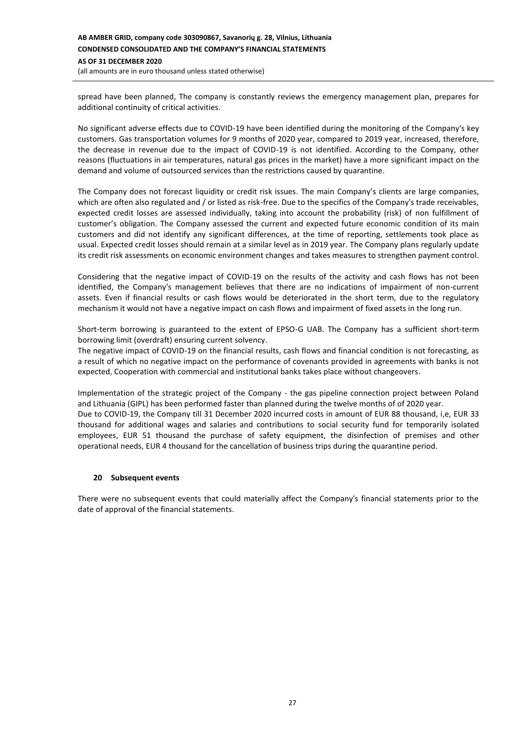spread have been planned, The company is constantly reviews the emergency management plan, prepares for additional continuity of critical activities.

No significant adverse effects due to COVID-19 have been identified during the monitoring of the Company's key customers. Gas transportation volumes for 9 months of 2020 year, compared to 2019 year, increased, therefore, the decrease in revenue due to the impact of COVID-19 is not identified. According to the Company, other reasons (fluctuations in air temperatures, natural gas prices in the market) have a more significant impact on the demand and volume of outsourced services than the restrictions caused by quarantine.

The Company does not forecast liquidity or credit risk issues. The main Company's clients are large companies, which are often also regulated and / or listed as risk-free. Due to the specifics of the Company's trade receivables, expected credit losses are assessed individually, taking into account the probability (risk) of non fulfillment of customer's obligation. The Company assessed the current and expected future economic condition of its main customers and did not identify any significant differences, at the time of reporting, settlements took place as usual. Expected credit losses should remain at a similar level as in 2019 year. The Company plans regularly update its credit risk assessments on economic environment changes and takes measures to strengthen payment control.

Considering that the negative impact of COVID-19 on the results of the activity and cash flows has not been identified, the Company's management believes that there are no indications of impairment of non-current assets. Even if financial results or cash flows would be deteriorated in the short term, due to the regulatory mechanism it would not have a negative impact on cash flows and impairment of fixed assets in the long run.

Short-term borrowing is guaranteed to the extent of EPSO-G UAB. The Company has a sufficient short-term borrowing limit (overdraft) ensuring current solvency.
The negative impact of COVID-19 on the financial results, cash flows and financial condition is not forecasting, as a result of which no negative impact on the performance of covenants provided in agreements with banks is not expected, Cooperation with commercial and institutional banks takes place without changeovers.

Implementation of the strategic project of the Company - the gas pipeline connection project between Poland and Lithuania (GIPL) has been performed faster than planned during the twelve months of of 2020 year.
Due to COVID-19, the Company till 31 December 2020 incurred costs in amount of EUR 88 thousand, i,e, EUR 33 thousand for additional wages and salaries and contributions to social security fund for temporarily isolated employees, EUR 51 thousand the purchase of safety equipment, the disinfection of premises and other operational needs, EUR 4 thousand for the cancellation of business trips during the quarantine period.

## 20 Subsequent events

There were no subsequent events that could materially affect the Company's financial statements prior to the date of approval of the financial statements.